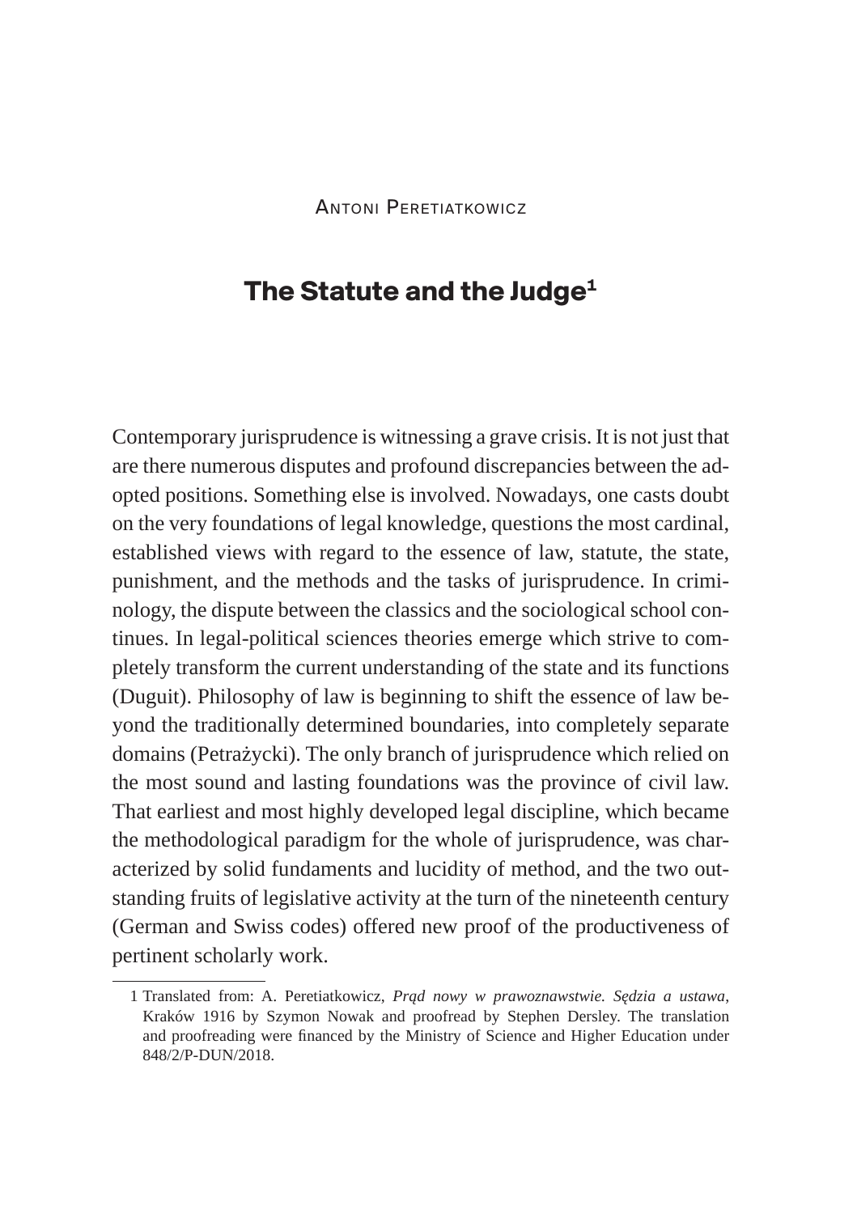Antoni Peretiatkowicz

# The Statute and the Judge[1]

Contemporary jurisprudence is witnessing a grave crisis. It is not just that are there numerous disputes and profound discrepancies between the adopted positions. Something else is involved. Nowadays, one casts doubt on the very foundations of legal knowledge, questions the most cardinal, established views with regard to the essence of law, statute, the state, punishment, and the methods and the tasks of jurisprudence. In criminology, the dispute between the classics and the sociological school continues. In legal-political sciences theories emerge which strive to completely transform the current understanding of the state and its functions (Duguit). Philosophy of law is beginning to shift the essence of law beyond the traditionally determined boundaries, into completely separate domains (Petrażycki). The only branch of jurisprudence which relied on the most sound and lasting foundations was the province of civil law. That earliest and most highly developed legal discipline, which became the methodological paradigm for the whole of jurisprudence, was characterized by solid fundaments and lucidity of method, and the two outstanding fruits of legislative activity at the turn of the nineteenth century (German and Swiss codes) offered new proof of the productiveness of pertinent scholarly work.

---

1 Translated from: A. Peretiatkowicz, *Prąd nowy w prawoznawstwie. Sędzia a ustawa*, Kraków 1916 by Szymon Nowak and proofread by Stephen Dersley. The translation and proofreading were financed by the Ministry of Science and Higher Education under 848/2/P-DUN/2018.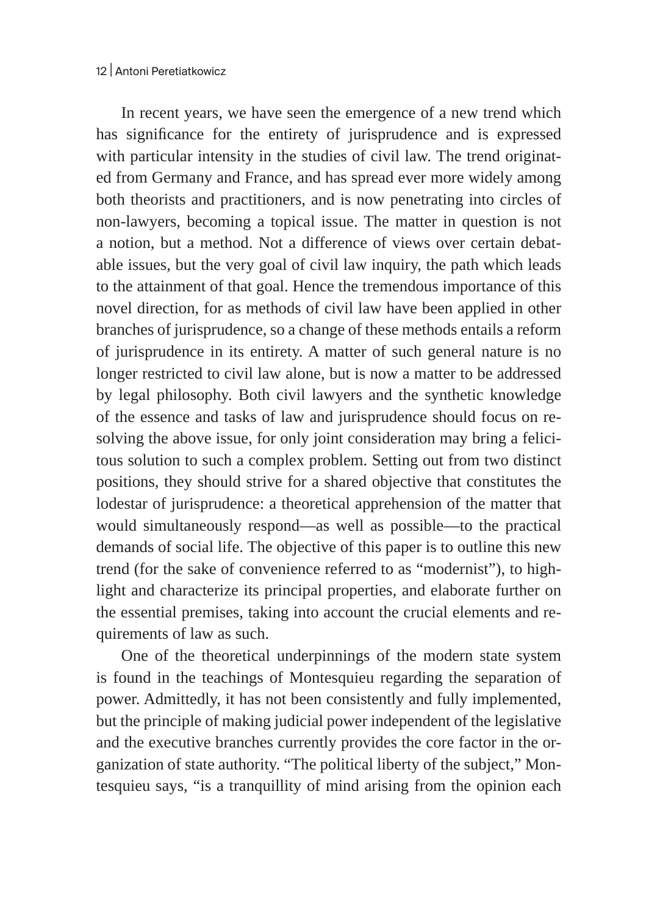In recent years, we have seen the emergence of a new trend which has significance for the entirety of jurisprudence and is expressed with particular intensity in the studies of civil law. The trend originated from Germany and France, and has spread ever more widely among both theorists and practitioners, and is now penetrating into circles of non-lawyers, becoming a topical issue. The matter in question is not a notion, but a method. Not a difference of views over certain debatable issues, but the very goal of civil law inquiry, the path which leads to the attainment of that goal. Hence the tremendous importance of this novel direction, for as methods of civil law have been applied in other branches of jurisprudence, so a change of these methods entails a reform of jurisprudence in its entirety. A matter of such general nature is no longer restricted to civil law alone, but is now a matter to be addressed by legal philosophy. Both civil lawyers and the synthetic knowledge of the essence and tasks of law and jurisprudence should focus on resolving the above issue, for only joint consideration may bring a felicitous solution to such a complex problem. Setting out from two distinct positions, they should strive for a shared objective that constitutes the lodestar of jurisprudence: a theoretical apprehension of the matter that would simultaneously respond—as well as possible—to the practical demands of social life. The objective of this paper is to outline this new trend (for the sake of convenience referred to as "modernist"), to highlight and characterize its principal properties, and elaborate further on the essential premises, taking into account the crucial elements and requirements of law as such.

One of the theoretical underpinnings of the modern state system is found in the teachings of Montesquieu regarding the separation of power. Admittedly, it has not been consistently and fully implemented, but the principle of making judicial power independent of the legislative and the executive branches currently provides the core factor in the organization of state authority. "The political liberty of the subject," Montesquieu says, "is a tranquillity of mind arising from the opinion each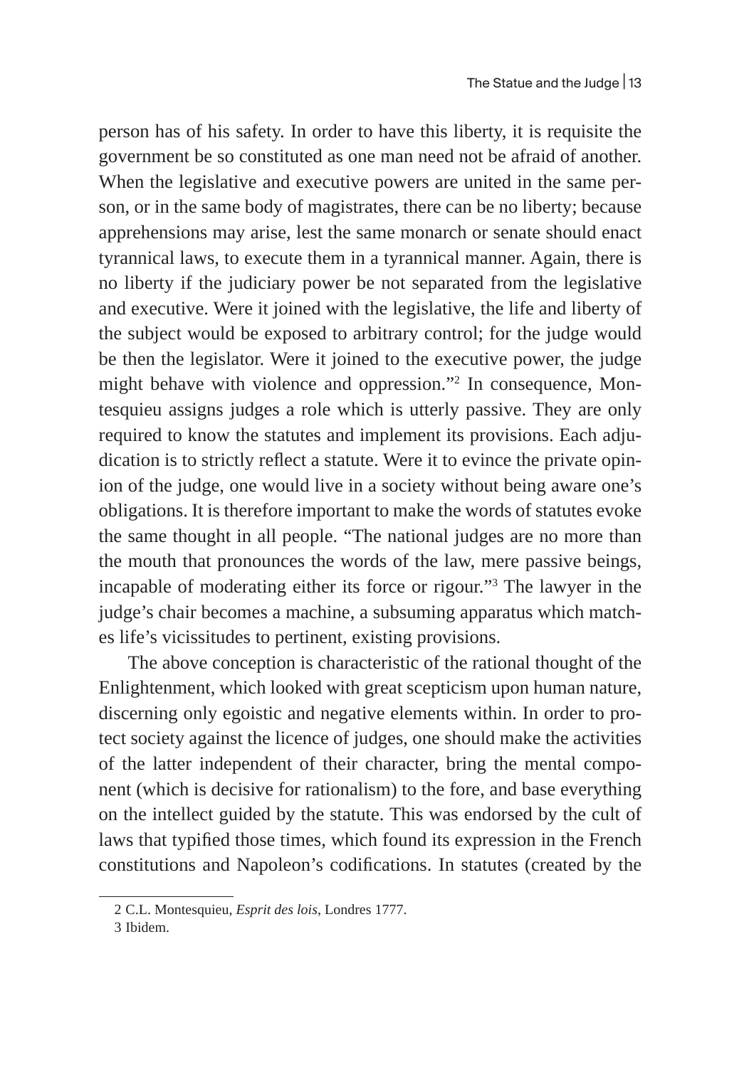person has of his safety. In order to have this liberty, it is requisite the government be so constituted as one man need not be afraid of another. When the legislative and executive powers are united in the same person, or in the same body of magistrates, there can be no liberty; because apprehensions may arise, lest the same monarch or senate should enact tyrannical laws, to execute them in a tyrannical manner. Again, there is no liberty if the judiciary power be not separated from the legislative and executive. Were it joined with the legislative, the life and liberty of the subject would be exposed to arbitrary control; for the judge would be then the legislator. Were it joined to the executive power, the judge might behave with violence and oppression."[2] In consequence, Montesquieu assigns judges a role which is utterly passive. They are only required to know the statutes and implement its provisions. Each adjudication is to strictly reflect a statute. Were it to evince the private opinion of the judge, one would live in a society without being aware one's obligations. It is therefore important to make the words of statutes evoke the same thought in all people. "The national judges are no more than the mouth that pronounces the words of the law, mere passive beings, incapable of moderating either its force or rigour."[3] The lawyer in the judge's chair becomes a machine, a subsuming apparatus which matches life's vicissitudes to pertinent, existing provisions.

The above conception is characteristic of the rational thought of the Enlightenment, which looked with great scepticism upon human nature, discerning only egoistic and negative elements within. In order to protect society against the licence of judges, one should make the activities of the latter independent of their character, bring the mental component (which is decisive for rationalism) to the fore, and base everything on the intellect guided by the statute. This was endorsed by the cult of laws that typified those times, which found its expression in the French constitutions and Napoleon's codifications. In statutes (created by the

2 C.L. Montesquieu, *Esprit des lois*, Londres 1777.

3 Ibidem.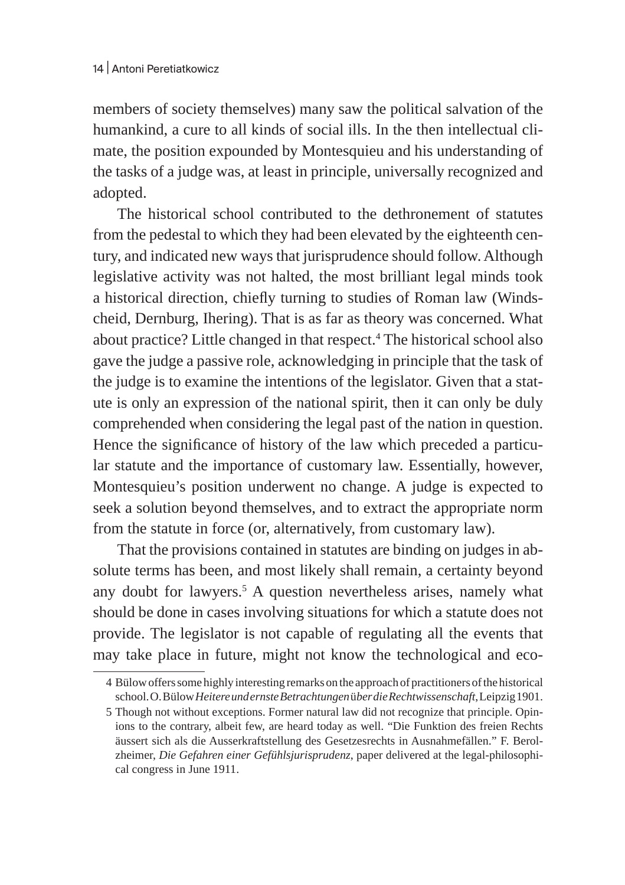members of society themselves) many saw the political salvation of the humankind, a cure to all kinds of social ills. In the then intellectual climate, the position expounded by Montesquieu and his understanding of the tasks of a judge was, at least in principle, universally recognized and adopted.

The historical school contributed to the dethronement of statutes from the pedestal to which they had been elevated by the eighteenth century, and indicated new ways that jurisprudence should follow. Although legislative activity was not halted, the most brilliant legal minds took a historical direction, chiefly turning to studies of Roman law (Windscheid, Dernburg, Ihering). That is as far as theory was concerned. What about practice? Little changed in that respect.[4] The historical school also gave the judge a passive role, acknowledging in principle that the task of the judge is to examine the intentions of the legislator. Given that a statute is only an expression of the national spirit, then it can only be duly comprehended when considering the legal past of the nation in question. Hence the significance of history of the law which preceded a particular statute and the importance of customary law. Essentially, however, Montesquieu's position underwent no change. A judge is expected to seek a solution beyond themselves, and to extract the appropriate norm from the statute in force (or, alternatively, from customary law).

That the provisions contained in statutes are binding on judges in absolute terms has been, and most likely shall remain, a certainty beyond any doubt for lawyers.[5] A question nevertheless arises, namely what should be done in cases involving situations for which a statute does not provide. The legislator is not capable of regulating all the events that may take place in future, might not know the technological and eco-

---

4 Bülow offers some highly interesting remarks on the approach of practitioners of the historical school. O. Bülow *Heitere und ernste Betrachtungen über die Rechtswissenschaft*, Leipzig 1901.

5 Though not without exceptions. Former natural law did not recognize that principle. Opinions to the contrary, albeit few, are heard today as well. "Die Funktion des freien Rechts äussert sich als die Ausserkraftstellung des Gesetzesrechts in Ausnahmefällen." F. Berolzheimer, *Die Gefahren einer Gefühlsjurisprudenz*, paper delivered at the legal-philosophical congress in June 1911.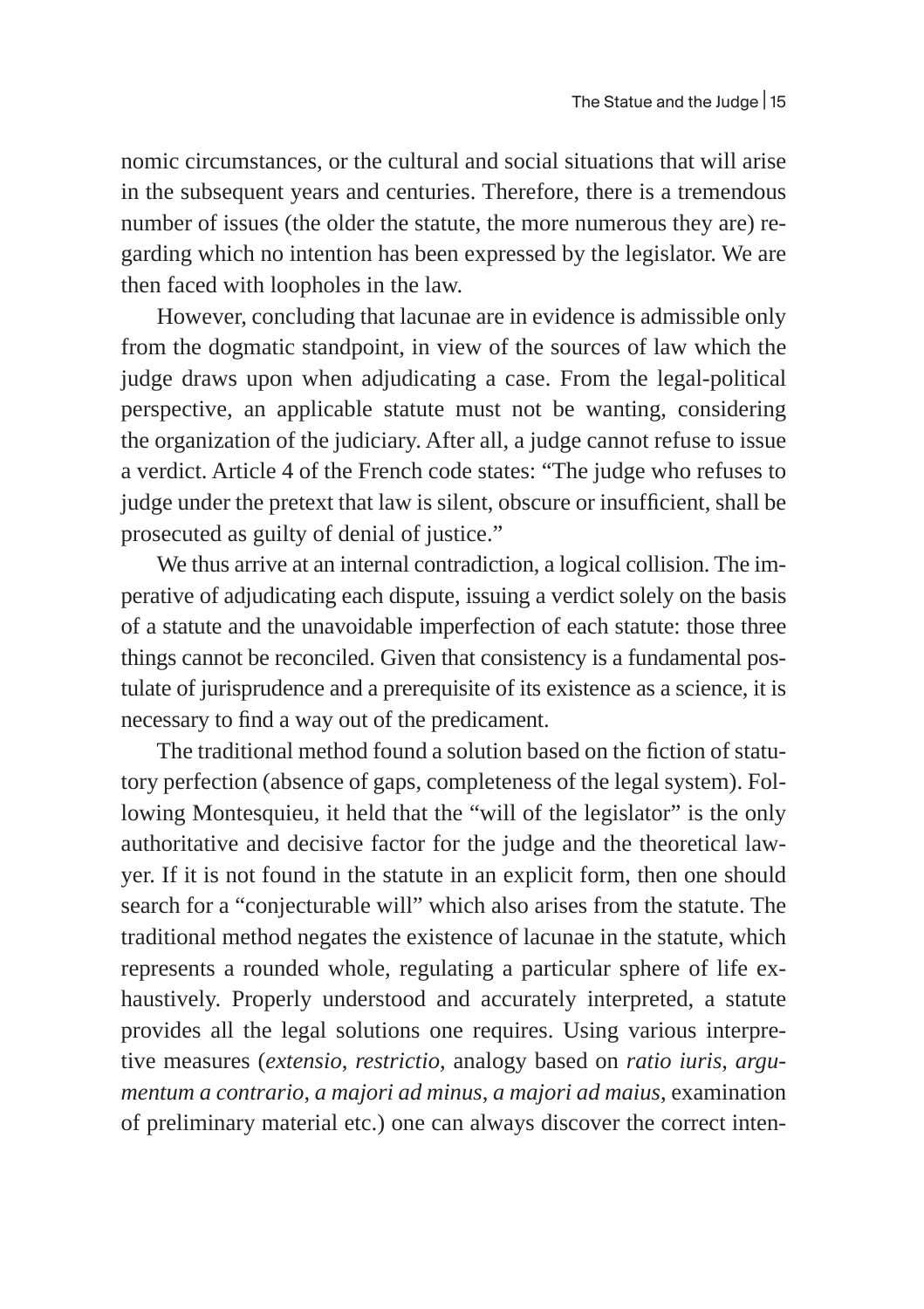nomic circumstances, or the cultural and social situations that will arise in the subsequent years and centuries. Therefore, there is a tremendous number of issues (the older the statute, the more numerous they are) regarding which no intention has been expressed by the legislator. We are then faced with loopholes in the law.

However, concluding that lacunae are in evidence is admissible only from the dogmatic standpoint, in view of the sources of law which the judge draws upon when adjudicating a case. From the legal-political perspective, an applicable statute must not be wanting, considering the organization of the judiciary. After all, a judge cannot refuse to issue a verdict. Article 4 of the French code states: "The judge who refuses to judge under the pretext that law is silent, obscure or insufficient, shall be prosecuted as guilty of denial of justice."

We thus arrive at an internal contradiction, a logical collision. The imperative of adjudicating each dispute, issuing a verdict solely on the basis of a statute and the unavoidable imperfection of each statute: those three things cannot be reconciled. Given that consistency is a fundamental postulate of jurisprudence and a prerequisite of its existence as a science, it is necessary to find a way out of the predicament.

The traditional method found a solution based on the fiction of statutory perfection (absence of gaps, completeness of the legal system). Following Montesquieu, it held that the "will of the legislator" is the only authoritative and decisive factor for the judge and the theoretical lawyer. If it is not found in the statute in an explicit form, then one should search for a "conjecturable will" which also arises from the statute. The traditional method negates the existence of lacunae in the statute, which represents a rounded whole, regulating a particular sphere of life exhaustively. Properly understood and accurately interpreted, a statute provides all the legal solutions one requires. Using various interpretive measures (*extensio*, *restrictio*, analogy based on *ratio iuris*, *argumentum a contrario*, *a majori ad minus*, *a majori ad maius*, examination of preliminary material etc.) one can always discover the correct inten-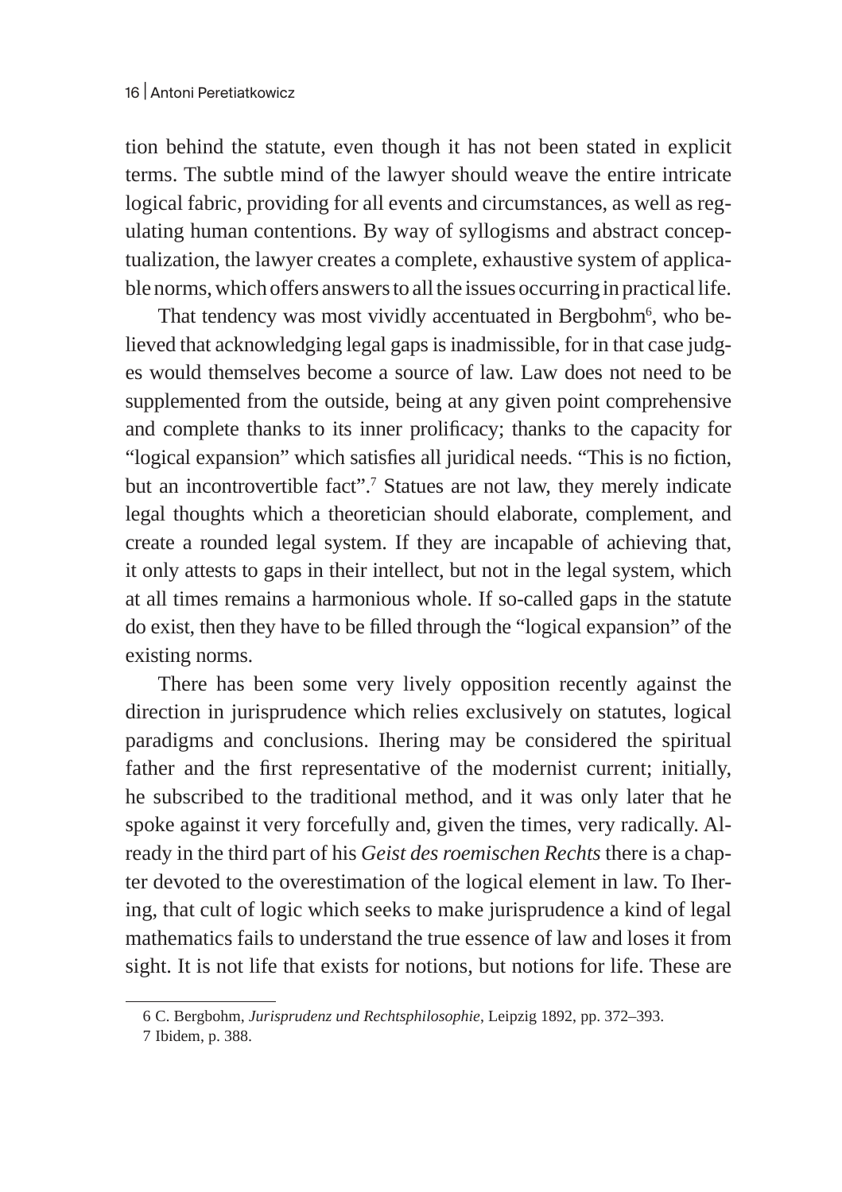tion behind the statute, even though it has not been stated in explicit terms. The subtle mind of the lawyer should weave the entire intricate logical fabric, providing for all events and circumstances, as well as regulating human contentions. By way of syllogisms and abstract conceptualization, the lawyer creates a complete, exhaustive system of applicable norms, which offers answers to all the issues occurring in practical life.

That tendency was most vividly accentuated in Bergbohm[6], who believed that acknowledging legal gaps is inadmissible, for in that case judges would themselves become a source of law. Law does not need to be supplemented from the outside, being at any given point comprehensive and complete thanks to its inner prolificacy; thanks to the capacity for "logical expansion" which satisfies all juridical needs. "This is no fiction, but an incontrovertible fact".[7] Statues are not law, they merely indicate legal thoughts which a theoretician should elaborate, complement, and create a rounded legal system. If they are incapable of achieving that, it only attests to gaps in their intellect, but not in the legal system, which at all times remains a harmonious whole. If so-called gaps in the statute do exist, then they have to be filled through the "logical expansion" of the existing norms.

There has been some very lively opposition recently against the direction in jurisprudence which relies exclusively on statutes, logical paradigms and conclusions. Ihering may be considered the spiritual father and the first representative of the modernist current; initially, he subscribed to the traditional method, and it was only later that he spoke against it very forcefully and, given the times, very radically. Already in the third part of his *Geist des roemischen Rechts* there is a chapter devoted to the overestimation of the logical element in law. To Ihering, that cult of logic which seeks to make jurisprudence a kind of legal mathematics fails to understand the true essence of law and loses it from sight. It is not life that exists for notions, but notions for life. These are

6 C. Bergbohm, *Jurisprudenz und Rechtsphilosophie*, Leipzig 1892, pp. 372–393.

7 Ibidem, p. 388.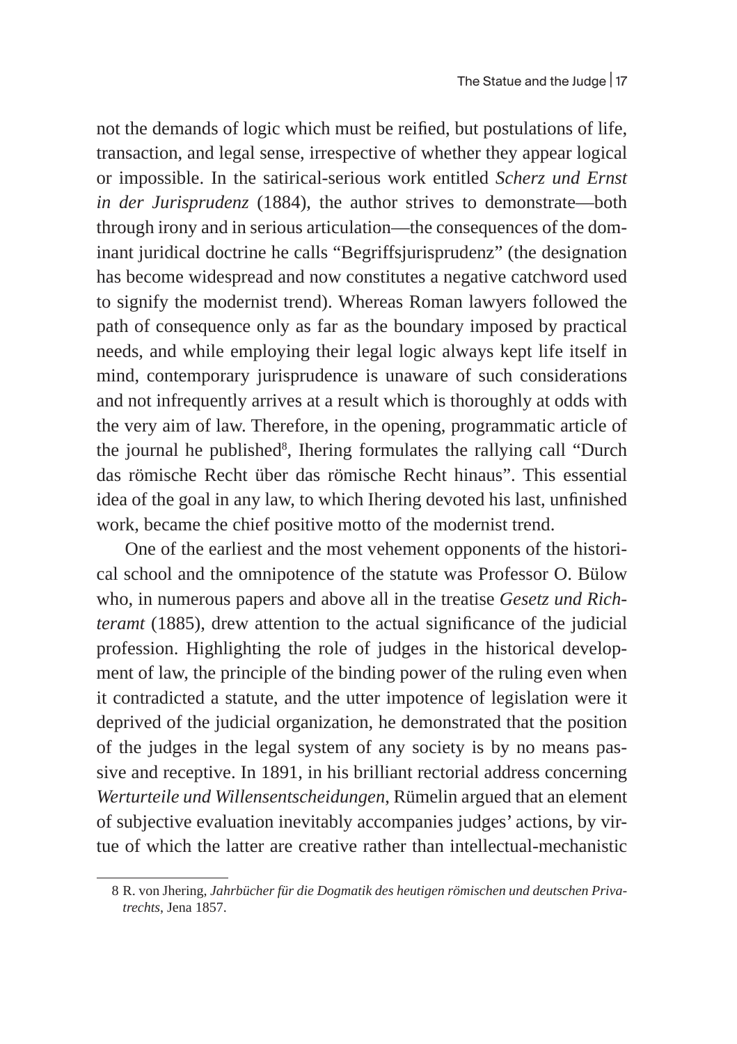not the demands of logic which must be reified, but postulations of life, transaction, and legal sense, irrespective of whether they appear logical or impossible. In the satirical-serious work entitled *Scherz und Ernst in der Jurisprudenz* (1884), the author strives to demonstrate—both through irony and in serious articulation—the consequences of the dominant juridical doctrine he calls "Begriffsjurisprudenz" (the designation has become widespread and now constitutes a negative catchword used to signify the modernist trend). Whereas Roman lawyers followed the path of consequence only as far as the boundary imposed by practical needs, and while employing their legal logic always kept life itself in mind, contemporary jurisprudence is unaware of such considerations and not infrequently arrives at a result which is thoroughly at odds with the very aim of law. Therefore, in the opening, programmatic article of the journal he published[8], Ihering formulates the rallying call "Durch das römische Recht über das römische Recht hinaus". This essential idea of the goal in any law, to which Ihering devoted his last, unfinished work, became the chief positive motto of the modernist trend.

One of the earliest and the most vehement opponents of the historical school and the omnipotence of the statute was Professor O. Bülow who, in numerous papers and above all in the treatise *Gesetz und Richteramt* (1885), drew attention to the actual significance of the judicial profession. Highlighting the role of judges in the historical development of law, the principle of the binding power of the ruling even when it contradicted a statute, and the utter impotence of legislation were it deprived of the judicial organization, he demonstrated that the position of the judges in the legal system of any society is by no means passive and receptive. In 1891, in his brilliant rectorial address concerning *Werturteile und Willensentscheidungen*, Rümelin argued that an element of subjective evaluation inevitably accompanies judges' actions, by virtue of which the latter are creative rather than intellectual-mechanistic

8 R. von Jhering, *Jahrbücher für die Dogmatik des heutigen römischen und deutschen Privatrechts*, Jena 1857.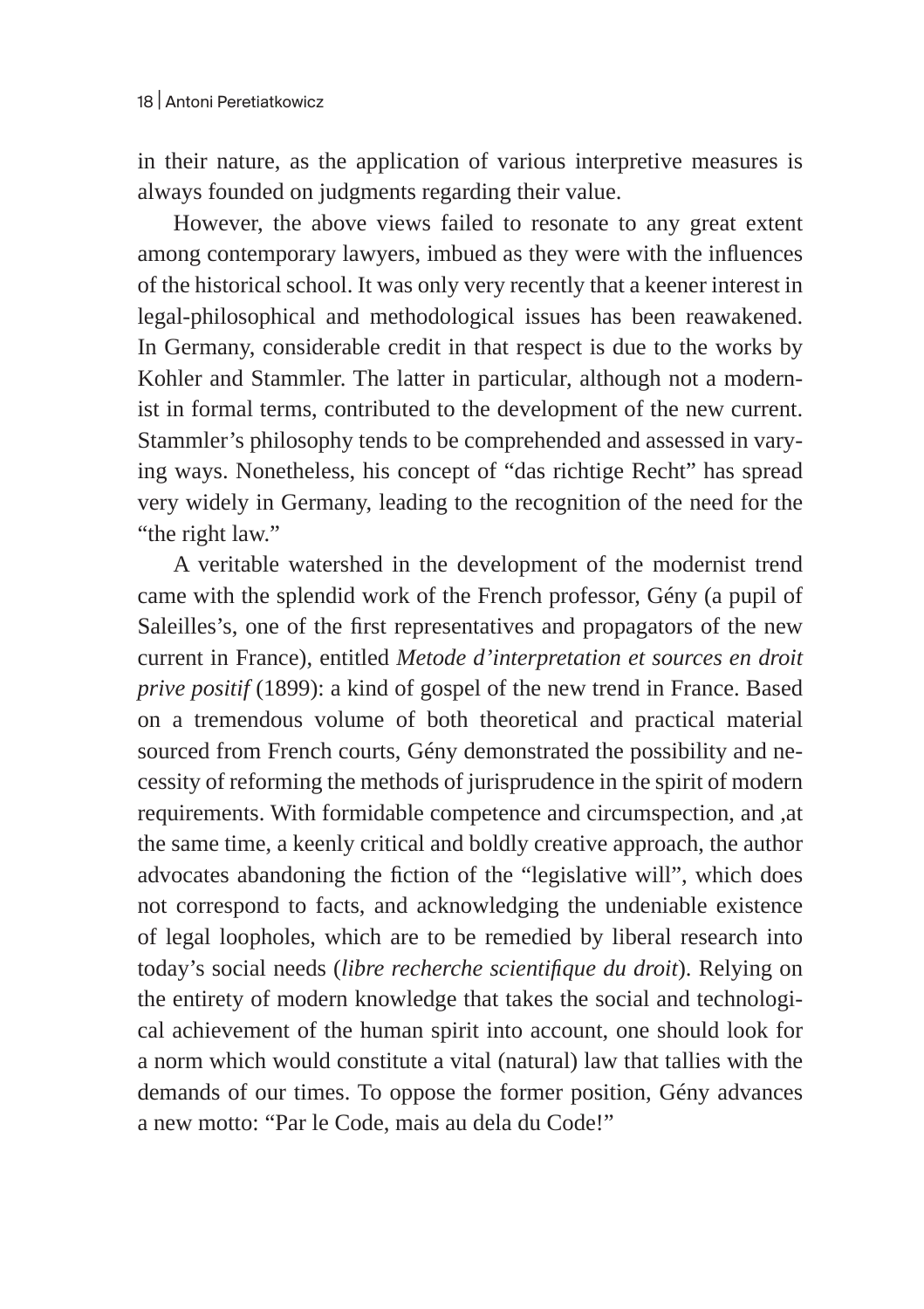in their nature, as the application of various interpretive measures is always founded on judgments regarding their value.

However, the above views failed to resonate to any great extent among contemporary lawyers, imbued as they were with the influences of the historical school. It was only very recently that a keener interest in legal-philosophical and methodological issues has been reawakened. In Germany, considerable credit in that respect is due to the works by Kohler and Stammler. The latter in particular, although not a modernist in formal terms, contributed to the development of the new current. Stammler's philosophy tends to be comprehended and assessed in varying ways. Nonetheless, his concept of "das richtige Recht" has spread very widely in Germany, leading to the recognition of the need for the "the right law."

A veritable watershed in the development of the modernist trend came with the splendid work of the French professor, Gény (a pupil of Saleilles's, one of the first representatives and propagators of the new current in France), entitled *Metode d'interpretation et sources en droit prive positif* (1899): a kind of gospel of the new trend in France. Based on a tremendous volume of both theoretical and practical material sourced from French courts, Gény demonstrated the possibility and necessity of reforming the methods of jurisprudence in the spirit of modern requirements. With formidable competence and circumspection, and ,at the same time, a keenly critical and boldly creative approach, the author advocates abandoning the fiction of the "legislative will", which does not correspond to facts, and acknowledging the undeniable existence of legal loopholes, which are to be remedied by liberal research into today's social needs (*libre recherche scientifique du droit*). Relying on the entirety of modern knowledge that takes the social and technological achievement of the human spirit into account, one should look for a norm which would constitute a vital (natural) law that tallies with the demands of our times. To oppose the former position, Gény advances a new motto: "Par le Code, mais au dela du Code!"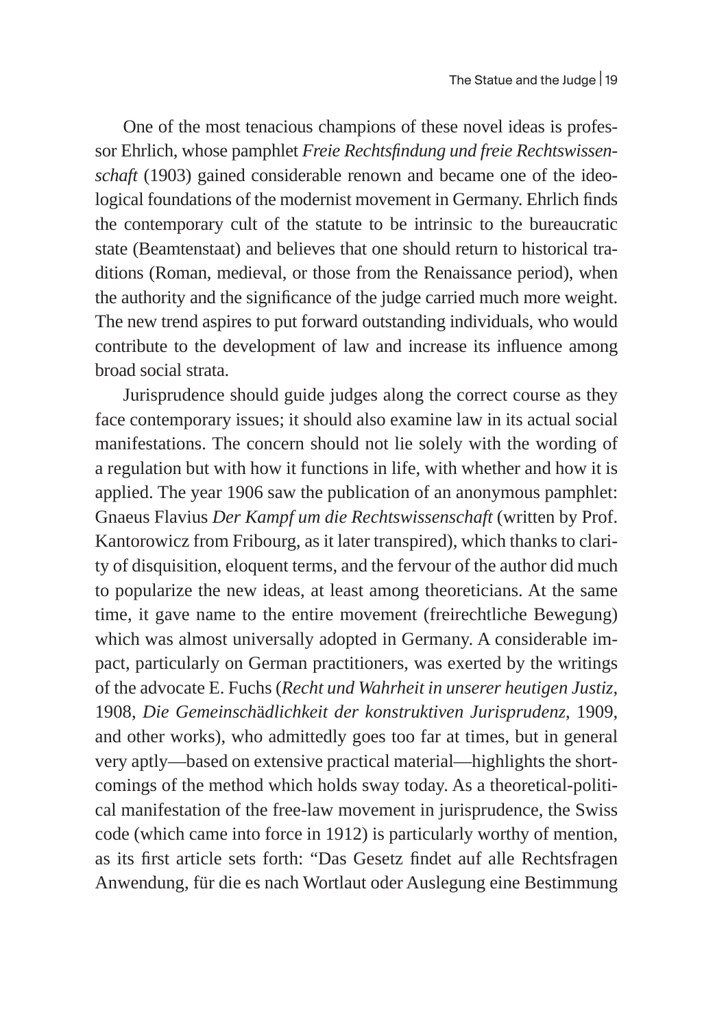One of the most tenacious champions of these novel ideas is professor Ehrlich, whose pamphlet *Freie Rechtsfindung und freie Rechtswissenschaft* (1903) gained considerable renown and became one of the ideological foundations of the modernist movement in Germany. Ehrlich finds the contemporary cult of the statute to be intrinsic to the bureaucratic state (Beamtenstaat) and believes that one should return to historical traditions (Roman, medieval, or those from the Renaissance period), when the authority and the significance of the judge carried much more weight. The new trend aspires to put forward outstanding individuals, who would contribute to the development of law and increase its influence among broad social strata.

Jurisprudence should guide judges along the correct course as they face contemporary issues; it should also examine law in its actual social manifestations. The concern should not lie solely with the wording of a regulation but with how it functions in life, with whether and how it is applied. The year 1906 saw the publication of an anonymous pamphlet: Gnaeus Flavius *Der Kampf um die Rechtswissenschaft* (written by Prof. Kantorowicz from Fribourg, as it later transpired), which thanks to clarity of disquisition, eloquent terms, and the fervour of the author did much to popularize the new ideas, at least among theoreticians. At the same time, it gave name to the entire movement (freirechtliche Bewegung) which was almost universally adopted in Germany. A considerable impact, particularly on German practitioners, was exerted by the writings of the advocate E. Fuchs (*Recht und Wahrheit in unserer heutigen Justiz*, 1908, *Die Gemeinschädlichkeit der konstruktiven Jurisprudenz*, 1909, and other works), who admittedly goes too far at times, but in general very aptly—based on extensive practical material—highlights the shortcomings of the method which holds sway today. As a theoretical-political manifestation of the free-law movement in jurisprudence, the Swiss code (which came into force in 1912) is particularly worthy of mention, as its first article sets forth: "Das Gesetz findet auf alle Rechtsfragen Anwendung, für die es nach Wortlaut oder Auslegung eine Bestimmung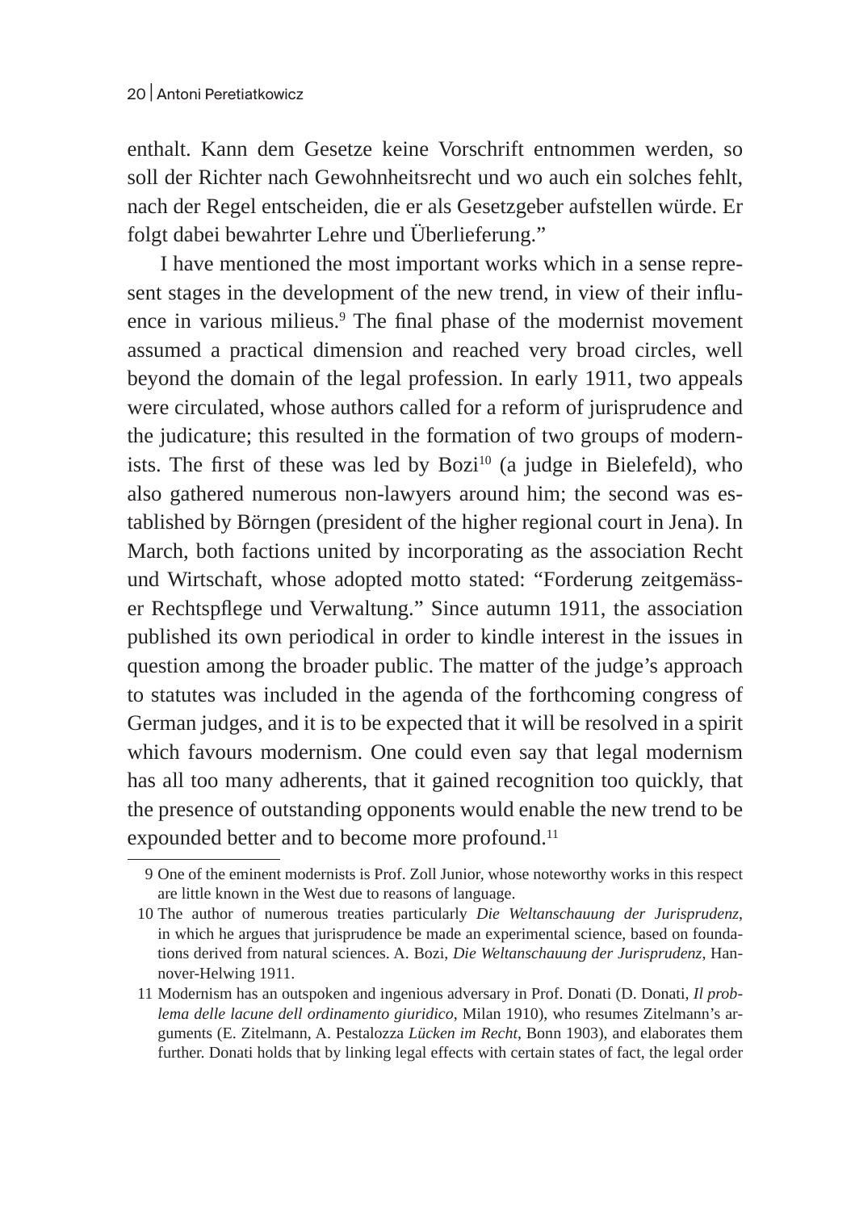enthalt. Kann dem Gesetze keine Vorschrift entnommen werden, so soll der Richter nach Gewohnheitsrecht und wo auch ein solches fehlt, nach der Regel entscheiden, die er als Gesetzgeber aufstellen würde. Er folgt dabei bewahrter Lehre und Überlieferung."

I have mentioned the most important works which in a sense represent stages in the development of the new trend, in view of their influence in various milieus.[9] The final phase of the modernist movement assumed a practical dimension and reached very broad circles, well beyond the domain of the legal profession. In early 1911, two appeals were circulated, whose authors called for a reform of jurisprudence and the judicature; this resulted in the formation of two groups of modernists. The first of these was led by Bozi[10] (a judge in Bielefeld), who also gathered numerous non-lawyers around him; the second was established by Börngen (president of the higher regional court in Jena). In March, both factions united by incorporating as the association Recht und Wirtschaft, whose adopted motto stated: "Forderung zeitgemässer Rechtspflege und Verwaltung." Since autumn 1911, the association published its own periodical in order to kindle interest in the issues in question among the broader public. The matter of the judge's approach to statutes was included in the agenda of the forthcoming congress of German judges, and it is to be expected that it will be resolved in a spirit which favours modernism. One could even say that legal modernism has all too many adherents, that it gained recognition too quickly, that the presence of outstanding opponents would enable the new trend to be expounded better and to become more profound.[11]

---

9 One of the eminent modernists is Prof. Zoll Junior, whose noteworthy works in this respect are little known in the West due to reasons of language.

10 The author of numerous treaties particularly *Die Weltanschauung der Jurisprudenz*, in which he argues that jurisprudence be made an experimental science, based on foundations derived from natural sciences. A. Bozi, *Die Weltanschauung der Jurisprudenz*, Hannover-Helwing 1911.

11 Modernism has an outspoken and ingenious adversary in Prof. Donati (D. Donati, *Il problema delle lacune dell ordinamento giuridico*, Milan 1910), who resumes Zitelmann's arguments (E. Zitelmann, A. Pestalozza *Lücken im Recht*, Bonn 1903), and elaborates them further. Donati holds that by linking legal effects with certain states of fact, the legal order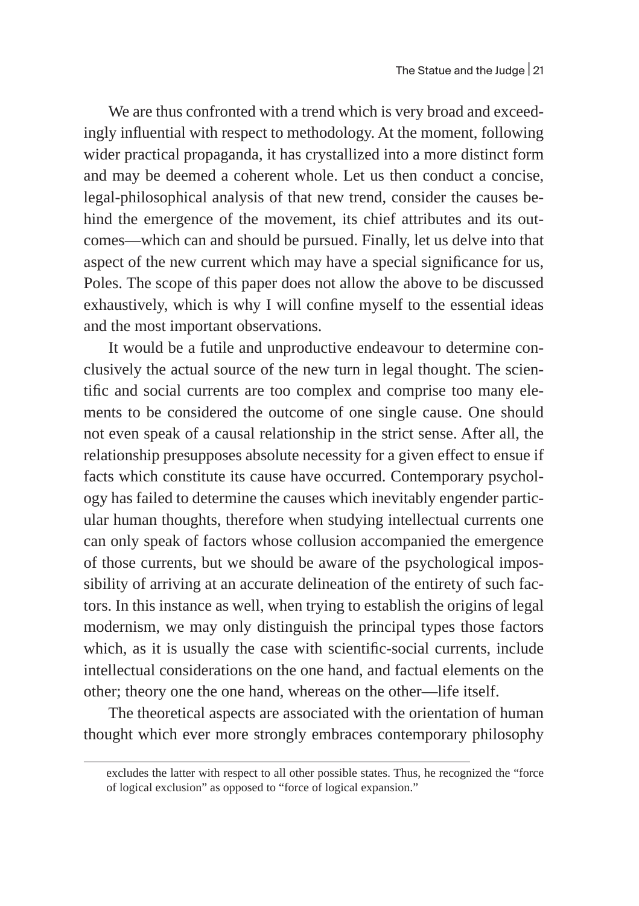We are thus confronted with a trend which is very broad and exceedingly influential with respect to methodology. At the moment, following wider practical propaganda, it has crystallized into a more distinct form and may be deemed a coherent whole. Let us then conduct a concise, legal-philosophical analysis of that new trend, consider the causes behind the emergence of the movement, its chief attributes and its outcomes—which can and should be pursued. Finally, let us delve into that aspect of the new current which may have a special significance for us, Poles. The scope of this paper does not allow the above to be discussed exhaustively, which is why I will confine myself to the essential ideas and the most important observations.

It would be a futile and unproductive endeavour to determine conclusively the actual source of the new turn in legal thought. The scientific and social currents are too complex and comprise too many elements to be considered the outcome of one single cause. One should not even speak of a causal relationship in the strict sense. After all, the relationship presupposes absolute necessity for a given effect to ensue if facts which constitute its cause have occurred. Contemporary psychology has failed to determine the causes which inevitably engender particular human thoughts, therefore when studying intellectual currents one can only speak of factors whose collusion accompanied the emergence of those currents, but we should be aware of the psychological impossibility of arriving at an accurate delineation of the entirety of such factors. In this instance as well, when trying to establish the origins of legal modernism, we may only distinguish the principal types those factors which, as it is usually the case with scientific-social currents, include intellectual considerations on the one hand, and factual elements on the other; theory one the one hand, whereas on the other—life itself.

The theoretical aspects are associated with the orientation of human thought which ever more strongly embraces contemporary philosophy

---

excludes the latter with respect to all other possible states. Thus, he recognized the "force of logical exclusion" as opposed to "force of logical expansion."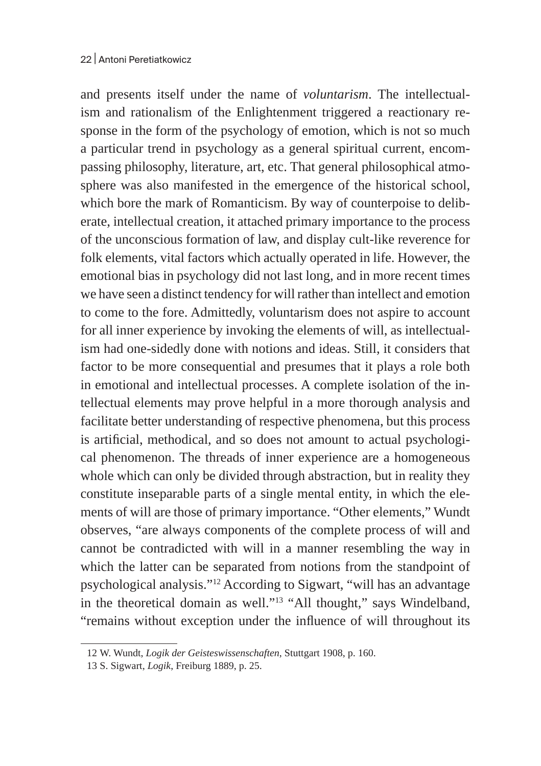and presents itself under the name of *voluntarism*. The intellectualism and rationalism of the Enlightenment triggered a reactionary response in the form of the psychology of emotion, which is not so much a particular trend in psychology as a general spiritual current, encompassing philosophy, literature, art, etc. That general philosophical atmosphere was also manifested in the emergence of the historical school, which bore the mark of Romanticism. By way of counterpoise to deliberate, intellectual creation, it attached primary importance to the process of the unconscious formation of law, and display cult-like reverence for folk elements, vital factors which actually operated in life. However, the emotional bias in psychology did not last long, and in more recent times we have seen a distinct tendency for will rather than intellect and emotion to come to the fore. Admittedly, voluntarism does not aspire to account for all inner experience by invoking the elements of will, as intellectualism had one-sidedly done with notions and ideas. Still, it considers that factor to be more consequential and presumes that it plays a role both in emotional and intellectual processes. A complete isolation of the intellectual elements may prove helpful in a more thorough analysis and facilitate better understanding of respective phenomena, but this process is artificial, methodical, and so does not amount to actual psychological phenomenon. The threads of inner experience are a homogeneous whole which can only be divided through abstraction, but in reality they constitute inseparable parts of a single mental entity, in which the elements of will are those of primary importance. "Other elements," Wundt observes, "are always components of the complete process of will and cannot be contradicted with will in a manner resembling the way in which the latter can be separated from notions from the standpoint of psychological analysis."[12] According to Sigwart, "will has an advantage in the theoretical domain as well."[13] "All thought," says Windelband, "remains without exception under the influence of will throughout its

12 W. Wundt, *Logik der Geisteswissenschaften*, Stuttgart 1908, p. 160.

13 S. Sigwart, *Logik*, Freiburg 1889, p. 25.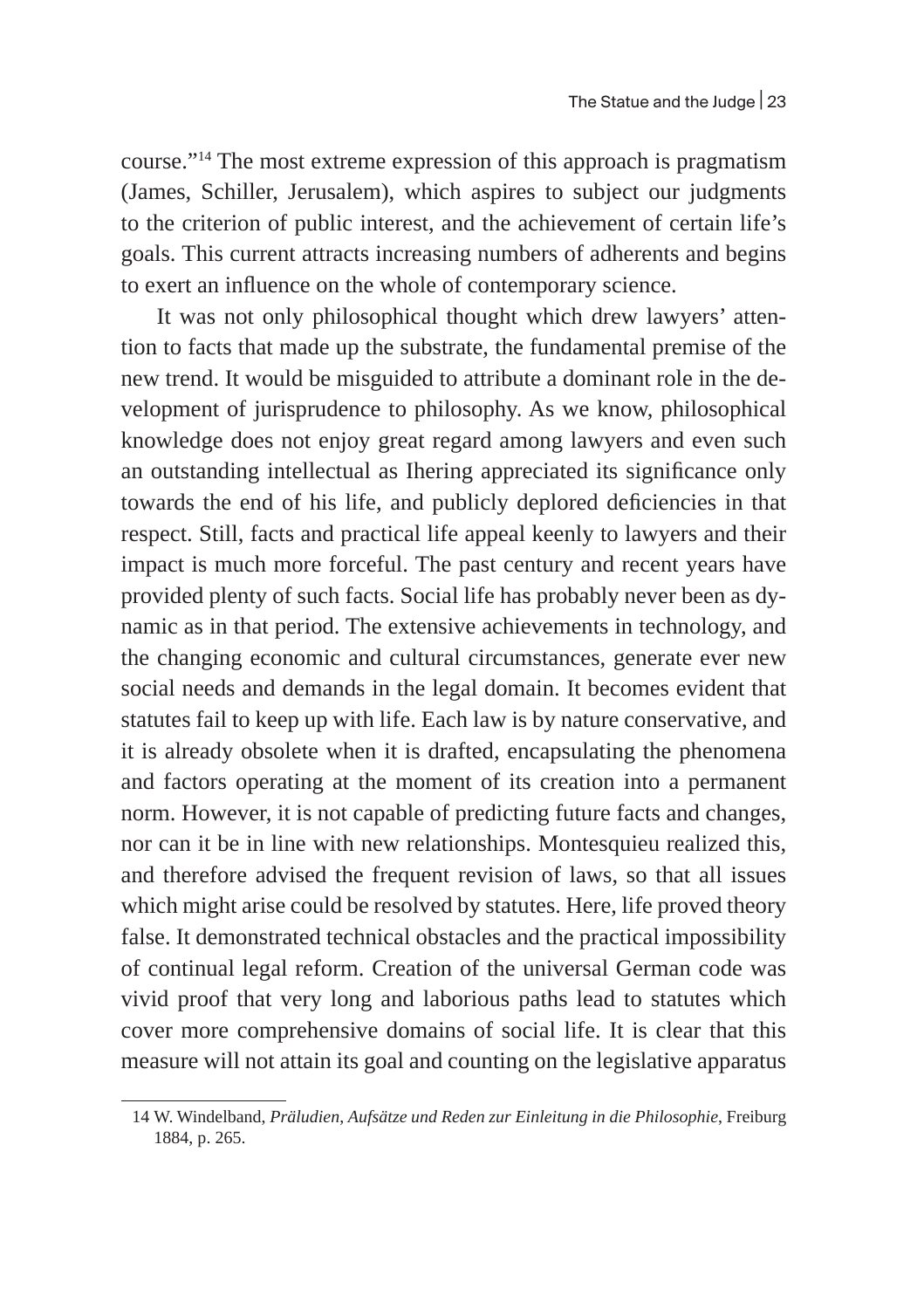course."[14] The most extreme expression of this approach is pragmatism (James, Schiller, Jerusalem), which aspires to subject our judgments to the criterion of public interest, and the achievement of certain life's goals. This current attracts increasing numbers of adherents and begins to exert an influence on the whole of contemporary science.

It was not only philosophical thought which drew lawyers' attention to facts that made up the substrate, the fundamental premise of the new trend. It would be misguided to attribute a dominant role in the development of jurisprudence to philosophy. As we know, philosophical knowledge does not enjoy great regard among lawyers and even such an outstanding intellectual as Ihering appreciated its significance only towards the end of his life, and publicly deplored deficiencies in that respect. Still, facts and practical life appeal keenly to lawyers and their impact is much more forceful. The past century and recent years have provided plenty of such facts. Social life has probably never been as dynamic as in that period. The extensive achievements in technology, and the changing economic and cultural circumstances, generate ever new social needs and demands in the legal domain. It becomes evident that statutes fail to keep up with life. Each law is by nature conservative, and it is already obsolete when it is drafted, encapsulating the phenomena and factors operating at the moment of its creation into a permanent norm. However, it is not capable of predicting future facts and changes, nor can it be in line with new relationships. Montesquieu realized this, and therefore advised the frequent revision of laws, so that all issues which might arise could be resolved by statutes. Here, life proved theory false. It demonstrated technical obstacles and the practical impossibility of continual legal reform. Creation of the universal German code was vivid proof that very long and laborious paths lead to statutes which cover more comprehensive domains of social life. It is clear that this measure will not attain its goal and counting on the legislative apparatus

14 W. Windelband, *Präludien, Aufsätze und Reden zur Einleitung in die Philosophie*, Freiburg 1884, p. 265.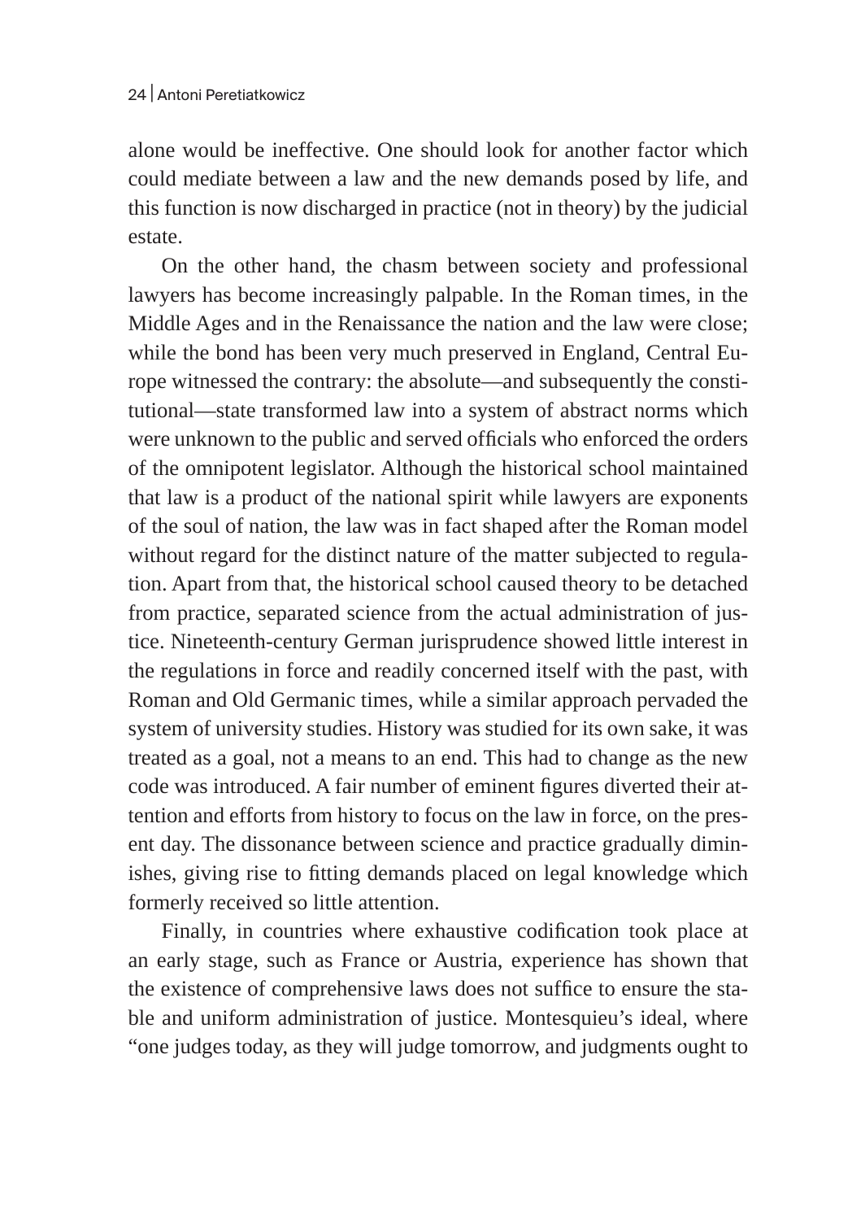alone would be ineffective. One should look for another factor which could mediate between a law and the new demands posed by life, and this function is now discharged in practice (not in theory) by the judicial estate.

On the other hand, the chasm between society and professional lawyers has become increasingly palpable. In the Roman times, in the Middle Ages and in the Renaissance the nation and the law were close; while the bond has been very much preserved in England, Central Europe witnessed the contrary: the absolute—and subsequently the constitutional—state transformed law into a system of abstract norms which were unknown to the public and served officials who enforced the orders of the omnipotent legislator. Although the historical school maintained that law is a product of the national spirit while lawyers are exponents of the soul of nation, the law was in fact shaped after the Roman model without regard for the distinct nature of the matter subjected to regulation. Apart from that, the historical school caused theory to be detached from practice, separated science from the actual administration of justice. Nineteenth-century German jurisprudence showed little interest in the regulations in force and readily concerned itself with the past, with Roman and Old Germanic times, while a similar approach pervaded the system of university studies. History was studied for its own sake, it was treated as a goal, not a means to an end. This had to change as the new code was introduced. A fair number of eminent figures diverted their attention and efforts from history to focus on the law in force, on the present day. The dissonance between science and practice gradually diminishes, giving rise to fitting demands placed on legal knowledge which formerly received so little attention.

Finally, in countries where exhaustive codification took place at an early stage, such as France or Austria, experience has shown that the existence of comprehensive laws does not suffice to ensure the stable and uniform administration of justice. Montesquieu's ideal, where "one judges today, as they will judge tomorrow, and judgments ought to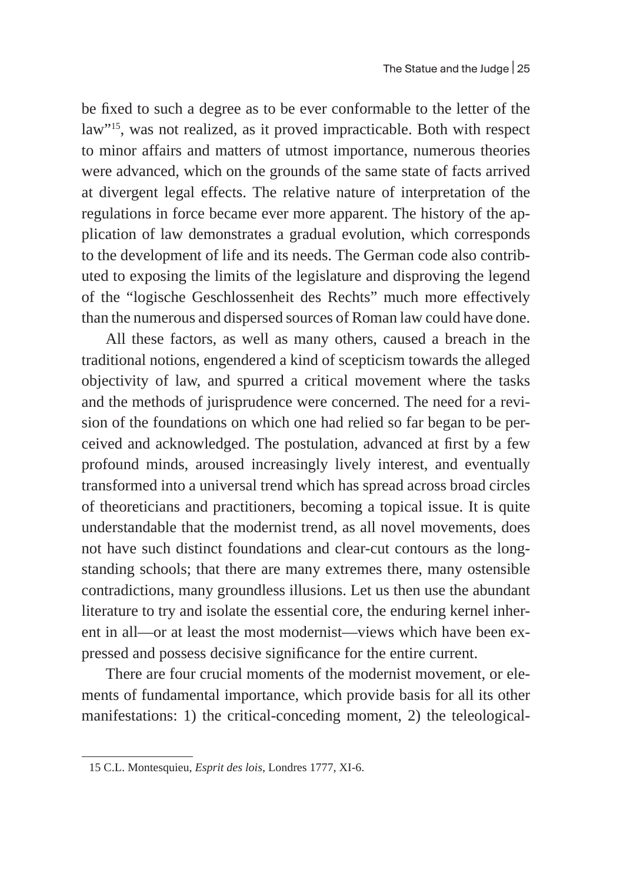be fixed to such a degree as to be ever conformable to the letter of the law"[15], was not realized, as it proved impracticable. Both with respect to minor affairs and matters of utmost importance, numerous theories were advanced, which on the grounds of the same state of facts arrived at divergent legal effects. The relative nature of interpretation of the regulations in force became ever more apparent. The history of the application of law demonstrates a gradual evolution, which corresponds to the development of life and its needs. The German code also contributed to exposing the limits of the legislature and disproving the legend of the "logische Geschlossenheit des Rechts" much more effectively than the numerous and dispersed sources of Roman law could have done.

All these factors, as well as many others, caused a breach in the traditional notions, engendered a kind of scepticism towards the alleged objectivity of law, and spurred a critical movement where the tasks and the methods of jurisprudence were concerned. The need for a revision of the foundations on which one had relied so far began to be perceived and acknowledged. The postulation, advanced at first by a few profound minds, aroused increasingly lively interest, and eventually transformed into a universal trend which has spread across broad circles of theoreticians and practitioners, becoming a topical issue. It is quite understandable that the modernist trend, as all novel movements, does not have such distinct foundations and clear-cut contours as the long-standing schools; that there are many extremes there, many ostensible contradictions, many groundless illusions. Let us then use the abundant literature to try and isolate the essential core, the enduring kernel inherent in all—or at least the most modernist—views which have been expressed and possess decisive significance for the entire current.

There are four crucial moments of the modernist movement, or elements of fundamental importance, which provide basis for all its other manifestations: 1) the critical-conceding moment, 2) the teleological-

---

15 C.L. Montesquieu, *Esprit des lois*, Londres 1777, XI-6.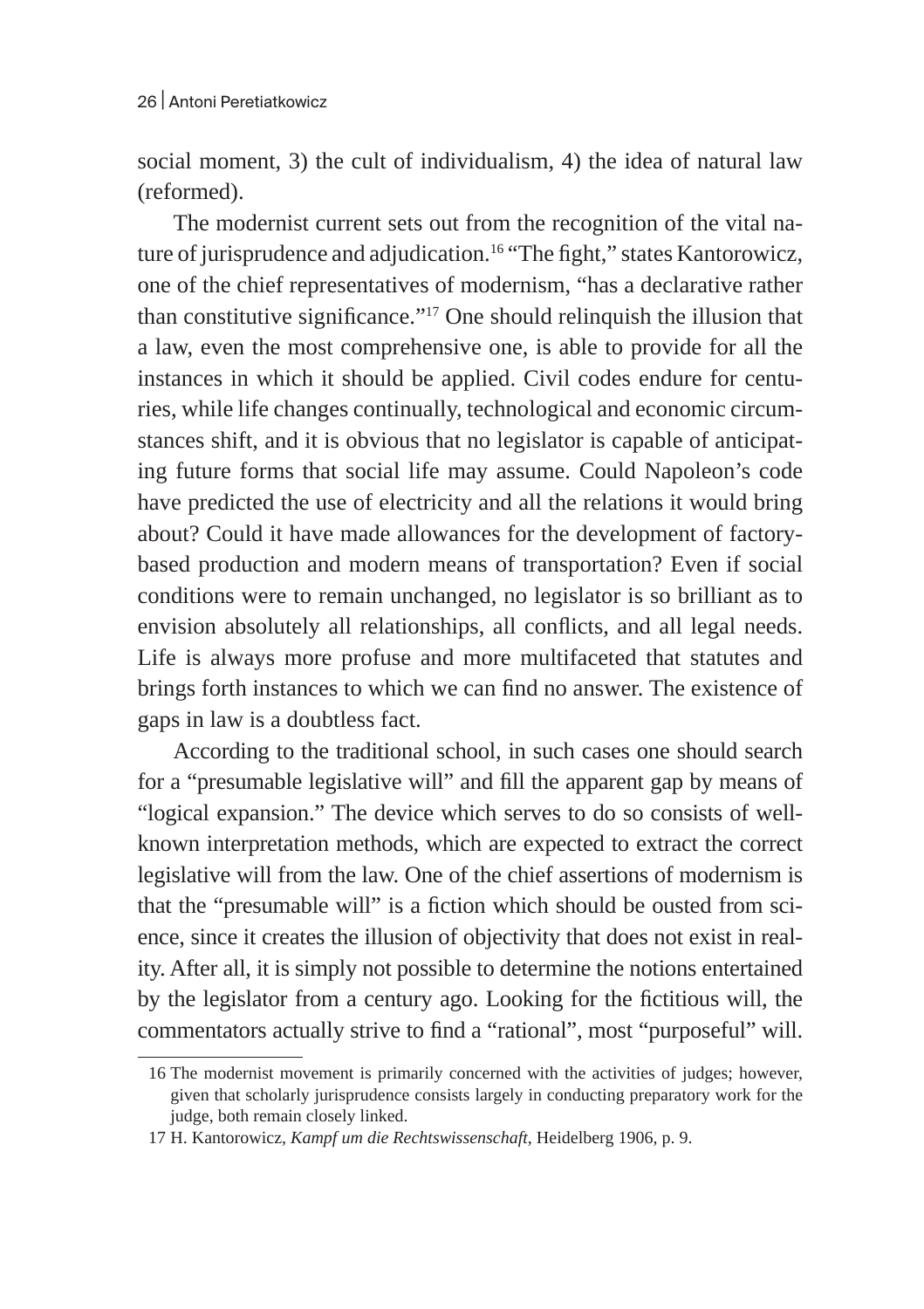social moment, 3) the cult of individualism, 4) the idea of natural law (reformed).

The modernist current sets out from the recognition of the vital nature of jurisprudence and adjudication.[16] "The fight," states Kantorowicz, one of the chief representatives of modernism, "has a declarative rather than constitutive significance."[17] One should relinquish the illusion that a law, even the most comprehensive one, is able to provide for all the instances in which it should be applied. Civil codes endure for centuries, while life changes continually, technological and economic circumstances shift, and it is obvious that no legislator is capable of anticipating future forms that social life may assume. Could Napoleon's code have predicted the use of electricity and all the relations it would bring about? Could it have made allowances for the development of factory-based production and modern means of transportation? Even if social conditions were to remain unchanged, no legislator is so brilliant as to envision absolutely all relationships, all conflicts, and all legal needs. Life is always more profuse and more multifaceted that statutes and brings forth instances to which we can find no answer. The existence of gaps in law is a doubtless fact.

According to the traditional school, in such cases one should search for a "presumable legislative will" and fill the apparent gap by means of "logical expansion." The device which serves to do so consists of well-known interpretation methods, which are expected to extract the correct legislative will from the law. One of the chief assertions of modernism is that the "presumable will" is a fiction which should be ousted from science, since it creates the illusion of objectivity that does not exist in reality. After all, it is simply not possible to determine the notions entertained by the legislator from a century ago. Looking for the fictitious will, the commentators actually strive to find a "rational", most "purposeful" will.

---

16 The modernist movement is primarily concerned with the activities of judges; however, given that scholarly jurisprudence consists largely in conducting preparatory work for the judge, both remain closely linked.

17 H. Kantorowicz, *Kampf um die Rechtswissenschaft*, Heidelberg 1906, p. 9.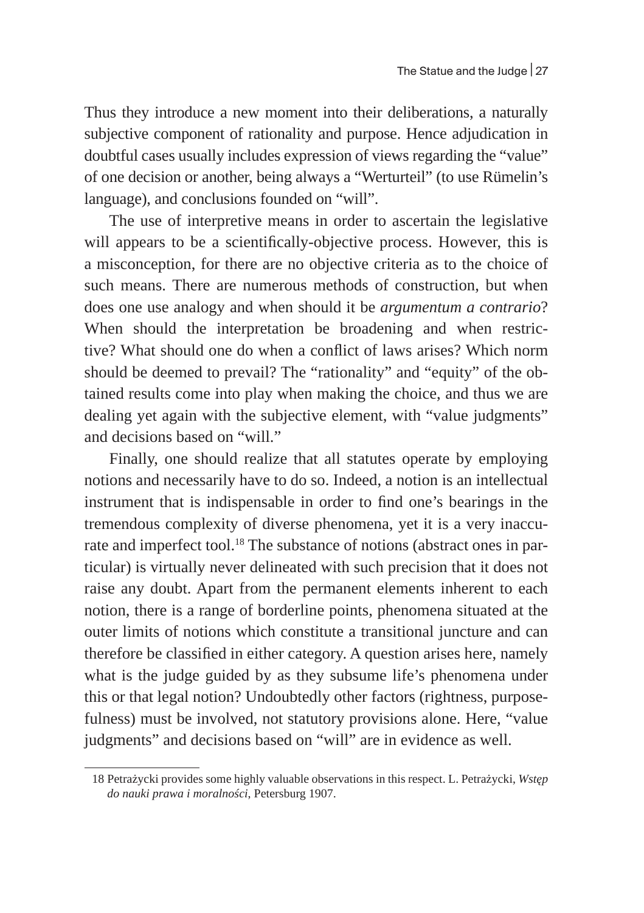Thus they introduce a new moment into their deliberations, a naturally subjective component of rationality and purpose. Hence adjudication in doubtful cases usually includes expression of views regarding the "value" of one decision or another, being always a "Werturteil" (to use Rümelin's language), and conclusions founded on "will".

The use of interpretive means in order to ascertain the legislative will appears to be a scientifically-objective process. However, this is a misconception, for there are no objective criteria as to the choice of such means. There are numerous methods of construction, but when does one use analogy and when should it be *argumentum a contrario*? When should the interpretation be broadening and when restrictive? What should one do when a conflict of laws arises? Which norm should be deemed to prevail? The "rationality" and "equity" of the obtained results come into play when making the choice, and thus we are dealing yet again with the subjective element, with "value judgments" and decisions based on "will."

Finally, one should realize that all statutes operate by employing notions and necessarily have to do so. Indeed, a notion is an intellectual instrument that is indispensable in order to find one's bearings in the tremendous complexity of diverse phenomena, yet it is a very inaccurate and imperfect tool.[18] The substance of notions (abstract ones in particular) is virtually never delineated with such precision that it does not raise any doubt. Apart from the permanent elements inherent to each notion, there is a range of borderline points, phenomena situated at the outer limits of notions which constitute a transitional juncture and can therefore be classified in either category. A question arises here, namely what is the judge guided by as they subsume life's phenomena under this or that legal notion? Undoubtedly other factors (rightness, purposefulness) must be involved, not statutory provisions alone. Here, "value judgments" and decisions based on "will" are in evidence as well.

18 Petrażycki provides some highly valuable observations in this respect. L. Petrażycki, *Wstęp do nauki prawa i moralności*, Petersburg 1907.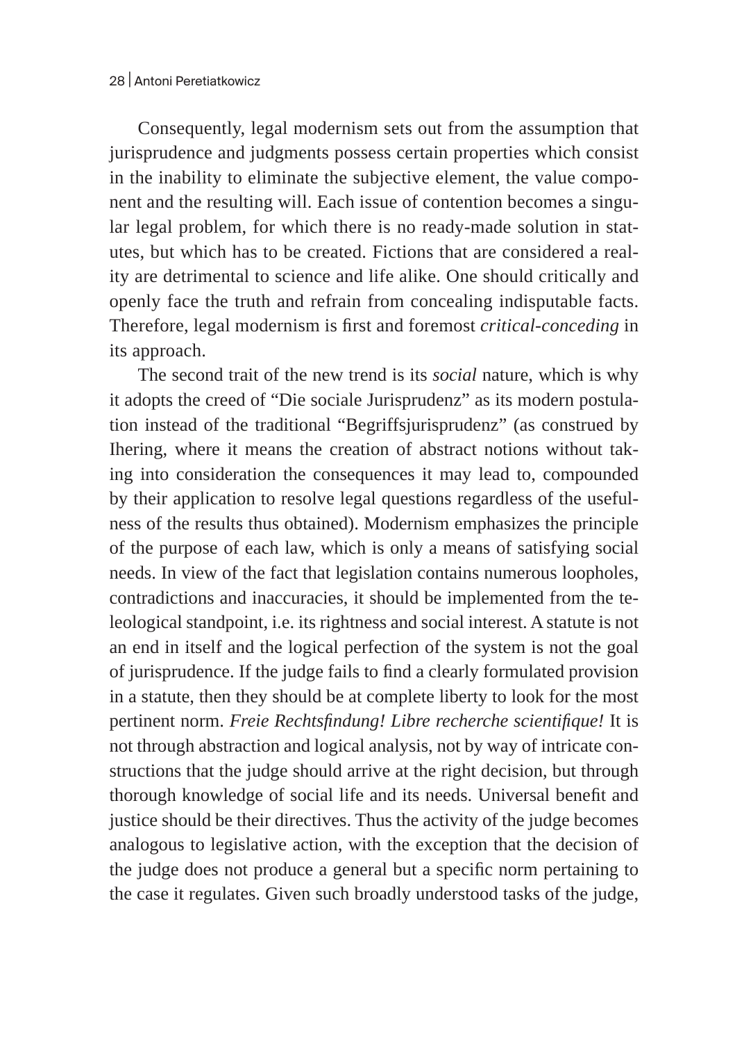Consequently, legal modernism sets out from the assumption that jurisprudence and judgments possess certain properties which consist in the inability to eliminate the subjective element, the value component and the resulting will. Each issue of contention becomes a singular legal problem, for which there is no ready-made solution in statutes, but which has to be created. Fictions that are considered a reality are detrimental to science and life alike. One should critically and openly face the truth and refrain from concealing indisputable facts. Therefore, legal modernism is first and foremost *critical-conceding* in its approach.

The second trait of the new trend is its *social* nature, which is why it adopts the creed of "Die sociale Jurisprudenz" as its modern postulation instead of the traditional "Begriffsjurisprudenz" (as construed by Ihering, where it means the creation of abstract notions without taking into consideration the consequences it may lead to, compounded by their application to resolve legal questions regardless of the usefulness of the results thus obtained). Modernism emphasizes the principle of the purpose of each law, which is only a means of satisfying social needs. In view of the fact that legislation contains numerous loopholes, contradictions and inaccuracies, it should be implemented from the teleological standpoint, i.e. its rightness and social interest. A statute is not an end in itself and the logical perfection of the system is not the goal of jurisprudence. If the judge fails to find a clearly formulated provision in a statute, then they should be at complete liberty to look for the most pertinent norm. *Freie Rechtsfindung! Libre recherche scientifique!* It is not through abstraction and logical analysis, not by way of intricate constructions that the judge should arrive at the right decision, but through thorough knowledge of social life and its needs. Universal benefit and justice should be their directives. Thus the activity of the judge becomes analogous to legislative action, with the exception that the decision of the judge does not produce a general but a specific norm pertaining to the case it regulates. Given such broadly understood tasks of the judge,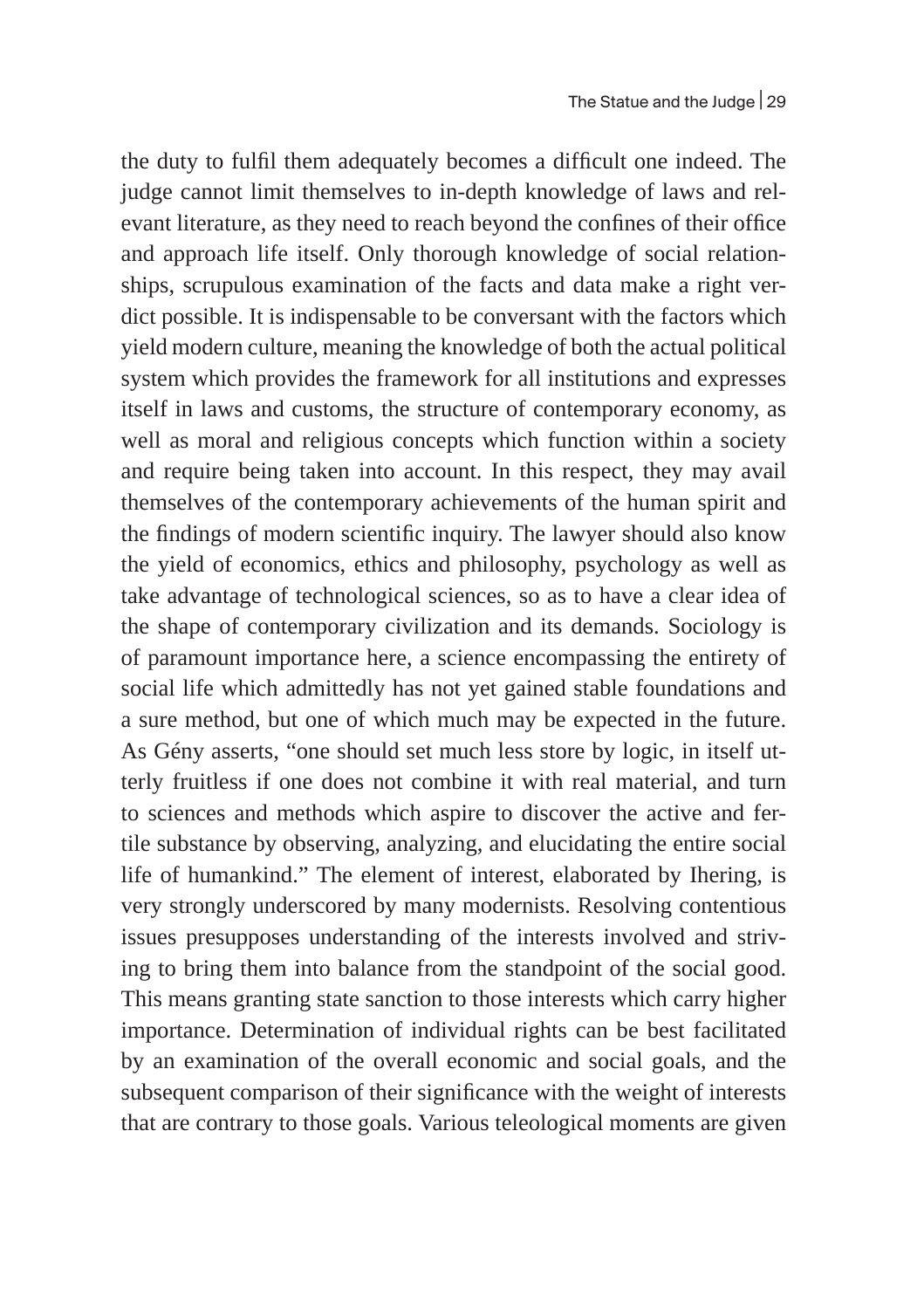the duty to fulfil them adequately becomes a difficult one indeed. The judge cannot limit themselves to in-depth knowledge of laws and relevant literature, as they need to reach beyond the confines of their office and approach life itself. Only thorough knowledge of social relationships, scrupulous examination of the facts and data make a right verdict possible. It is indispensable to be conversant with the factors which yield modern culture, meaning the knowledge of both the actual political system which provides the framework for all institutions and expresses itself in laws and customs, the structure of contemporary economy, as well as moral and religious concepts which function within a society and require being taken into account. In this respect, they may avail themselves of the contemporary achievements of the human spirit and the findings of modern scientific inquiry. The lawyer should also know the yield of economics, ethics and philosophy, psychology as well as take advantage of technological sciences, so as to have a clear idea of the shape of contemporary civilization and its demands. Sociology is of paramount importance here, a science encompassing the entirety of social life which admittedly has not yet gained stable foundations and a sure method, but one of which much may be expected in the future. As Gény asserts, "one should set much less store by logic, in itself utterly fruitless if one does not combine it with real material, and turn to sciences and methods which aspire to discover the active and fertile substance by observing, analyzing, and elucidating the entire social life of humankind." The element of interest, elaborated by Ihering, is very strongly underscored by many modernists. Resolving contentious issues presupposes understanding of the interests involved and striving to bring them into balance from the standpoint of the social good. This means granting state sanction to those interests which carry higher importance. Determination of individual rights can be best facilitated by an examination of the overall economic and social goals, and the subsequent comparison of their significance with the weight of interests that are contrary to those goals. Various teleological moments are given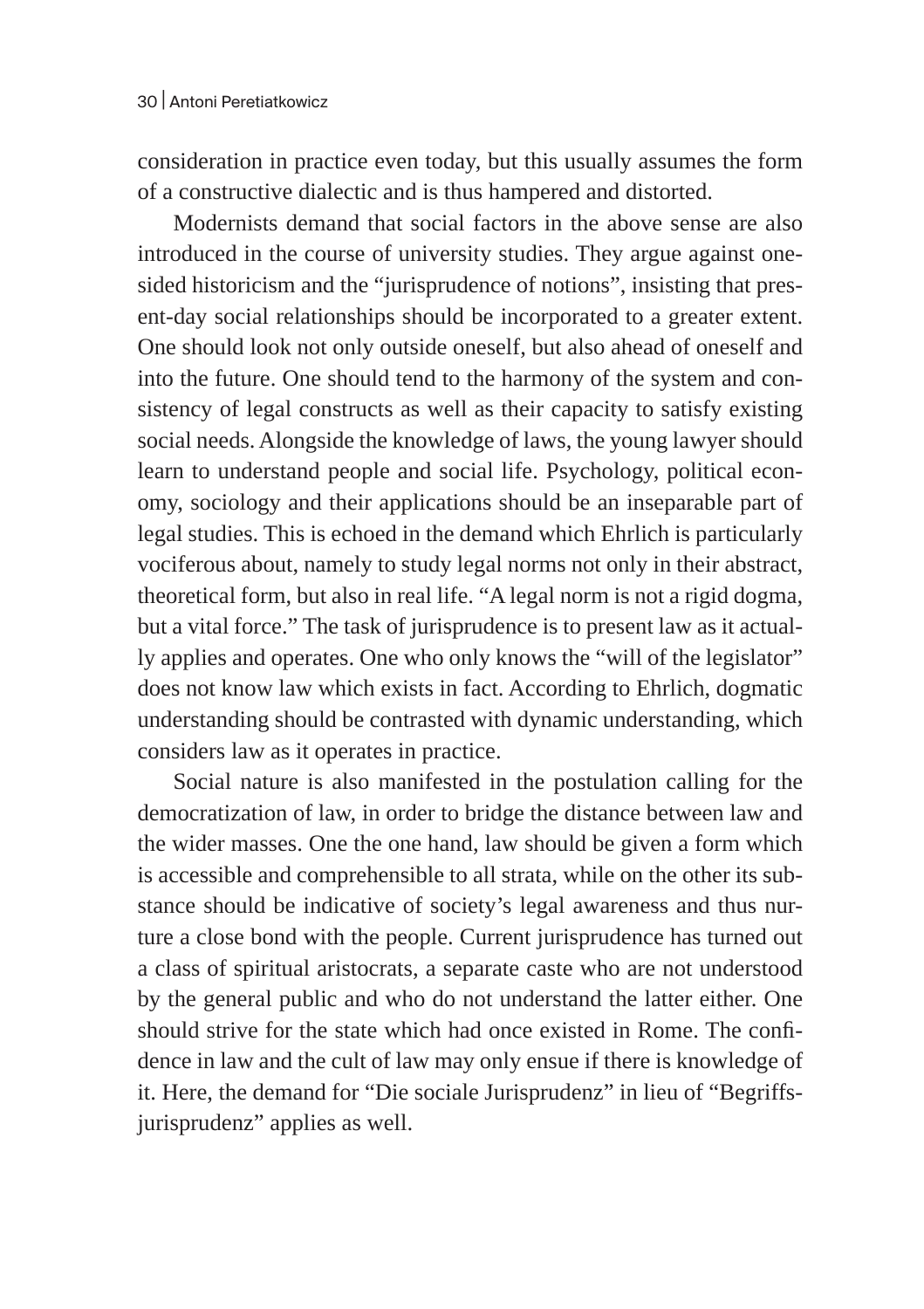consideration in practice even today, but this usually assumes the form of a constructive dialectic and is thus hampered and distorted.

Modernists demand that social factors in the above sense are also introduced in the course of university studies. They argue against one-sided historicism and the "jurisprudence of notions", insisting that present-day social relationships should be incorporated to a greater extent. One should look not only outside oneself, but also ahead of oneself and into the future. One should tend to the harmony of the system and consistency of legal constructs as well as their capacity to satisfy existing social needs. Alongside the knowledge of laws, the young lawyer should learn to understand people and social life. Psychology, political economy, sociology and their applications should be an inseparable part of legal studies. This is echoed in the demand which Ehrlich is particularly vociferous about, namely to study legal norms not only in their abstract, theoretical form, but also in real life. "A legal norm is not a rigid dogma, but a vital force." The task of jurisprudence is to present law as it actually applies and operates. One who only knows the "will of the legislator" does not know law which exists in fact. According to Ehrlich, dogmatic understanding should be contrasted with dynamic understanding, which considers law as it operates in practice.

Social nature is also manifested in the postulation calling for the democratization of law, in order to bridge the distance between law and the wider masses. One the one hand, law should be given a form which is accessible and comprehensible to all strata, while on the other its substance should be indicative of society's legal awareness and thus nurture a close bond with the people. Current jurisprudence has turned out a class of spiritual aristocrats, a separate caste who are not understood by the general public and who do not understand the latter either. One should strive for the state which had once existed in Rome. The confidence in law and the cult of law may only ensue if there is knowledge of it. Here, the demand for "Die sociale Jurisprudenz" in lieu of "Begriffsjurisprudenz" applies as well.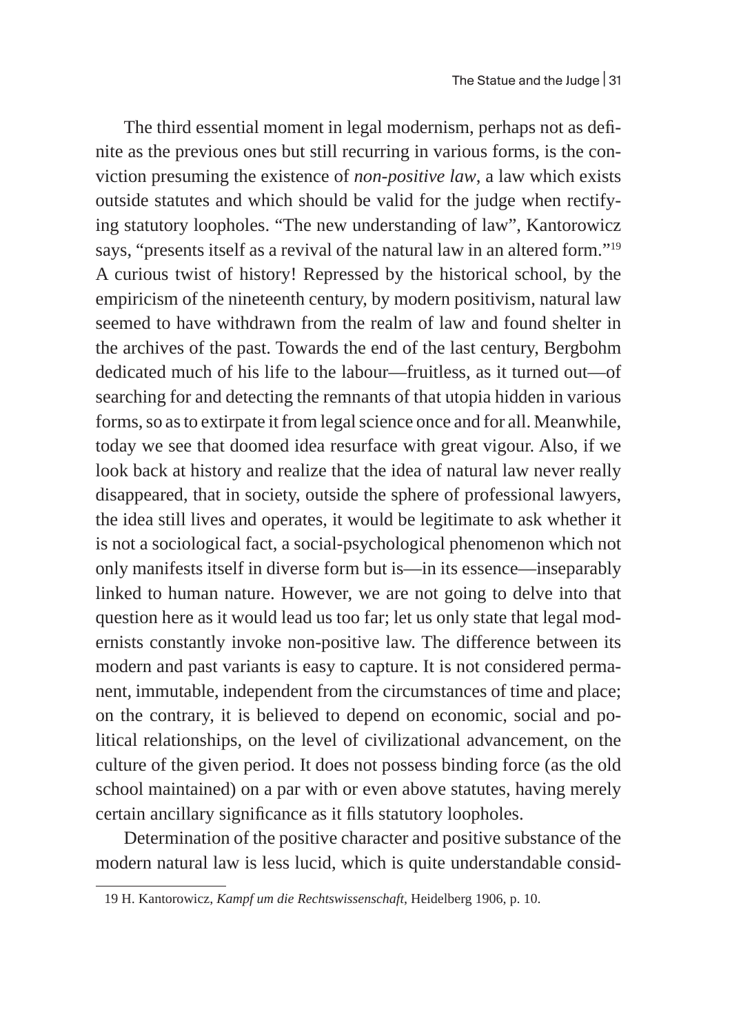The third essential moment in legal modernism, perhaps not as definite as the previous ones but still recurring in various forms, is the conviction presuming the existence of *non-positive law*, a law which exists outside statutes and which should be valid for the judge when rectifying statutory loopholes. "The new understanding of law", Kantorowicz says, "presents itself as a revival of the natural law in an altered form."[19] A curious twist of history! Repressed by the historical school, by the empiricism of the nineteenth century, by modern positivism, natural law seemed to have withdrawn from the realm of law and found shelter in the archives of the past. Towards the end of the last century, Bergbohm dedicated much of his life to the labour—fruitless, as it turned out—of searching for and detecting the remnants of that utopia hidden in various forms, so as to extirpate it from legal science once and for all. Meanwhile, today we see that doomed idea resurface with great vigour. Also, if we look back at history and realize that the idea of natural law never really disappeared, that in society, outside the sphere of professional lawyers, the idea still lives and operates, it would be legitimate to ask whether it is not a sociological fact, a social-psychological phenomenon which not only manifests itself in diverse form but is—in its essence—inseparably linked to human nature. However, we are not going to delve into that question here as it would lead us too far; let us only state that legal modernists constantly invoke non-positive law. The difference between its modern and past variants is easy to capture. It is not considered permanent, immutable, independent from the circumstances of time and place; on the contrary, it is believed to depend on economic, social and political relationships, on the level of civilizational advancement, on the culture of the given period. It does not possess binding force (as the old school maintained) on a par with or even above statutes, having merely certain ancillary significance as it fills statutory loopholes.

Determination of the positive character and positive substance of the modern natural law is less lucid, which is quite understandable consid-

---

19 H. Kantorowicz, *Kampf um die Rechtswissenschaft*, Heidelberg 1906, p. 10.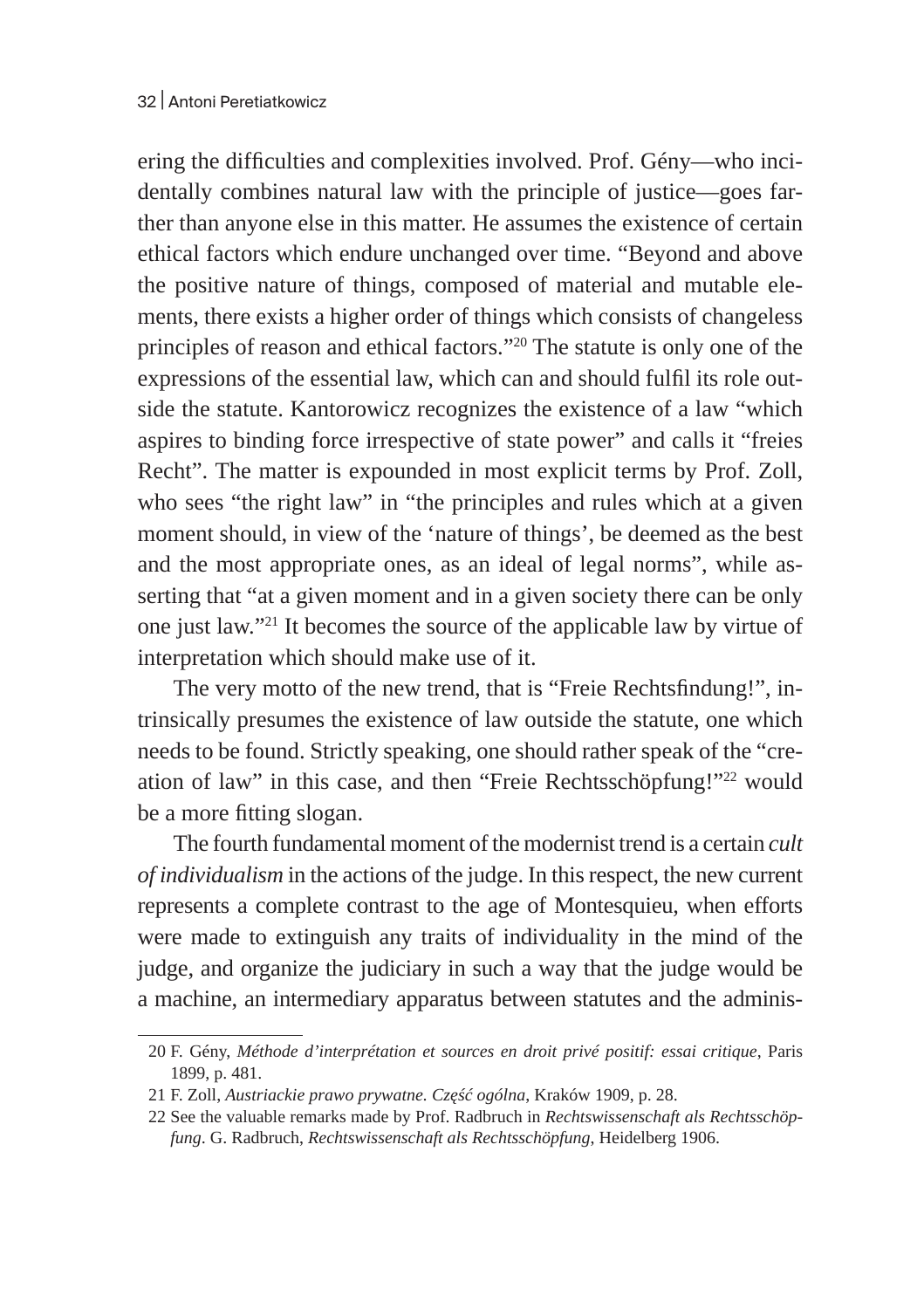ering the difficulties and complexities involved. Prof. Gény—who incidentally combines natural law with the principle of justice—goes farther than anyone else in this matter. He assumes the existence of certain ethical factors which endure unchanged over time. "Beyond and above the positive nature of things, composed of material and mutable elements, there exists a higher order of things which consists of changeless principles of reason and ethical factors."[20] The statute is only one of the expressions of the essential law, which can and should fulfil its role outside the statute. Kantorowicz recognizes the existence of a law "which aspires to binding force irrespective of state power" and calls it "freies Recht". The matter is expounded in most explicit terms by Prof. Zoll, who sees "the right law" in "the principles and rules which at a given moment should, in view of the 'nature of things', be deemed as the best and the most appropriate ones, as an ideal of legal norms", while asserting that "at a given moment and in a given society there can be only one just law."[21] It becomes the source of the applicable law by virtue of interpretation which should make use of it.

The very motto of the new trend, that is "Freie Rechtsfindung!", intrinsically presumes the existence of law outside the statute, one which needs to be found. Strictly speaking, one should rather speak of the "creation of law" in this case, and then "Freie Rechtsschöpfung!"[22] would be a more fitting slogan.

The fourth fundamental moment of the modernist trend is a certain *cult of individualism* in the actions of the judge. In this respect, the new current represents a complete contrast to the age of Montesquieu, when efforts were made to extinguish any traits of individuality in the mind of the judge, and organize the judiciary in such a way that the judge would be a machine, an intermediary apparatus between statutes and the adminis-

---

20 F. Gény, *Méthode d'interprétation et sources en droit privé positif: essai critique*, Paris 1899, p. 481.

21 F. Zoll, *Austriackie prawo prywatne. Część ogólna*, Kraków 1909, p. 28.

22 See the valuable remarks made by Prof. Radbruch in *Rechtswissenschaft als Rechtsschöpfung*. G. Radbruch, *Rechtswissenschaft als Rechtsschöpfung*, Heidelberg 1906.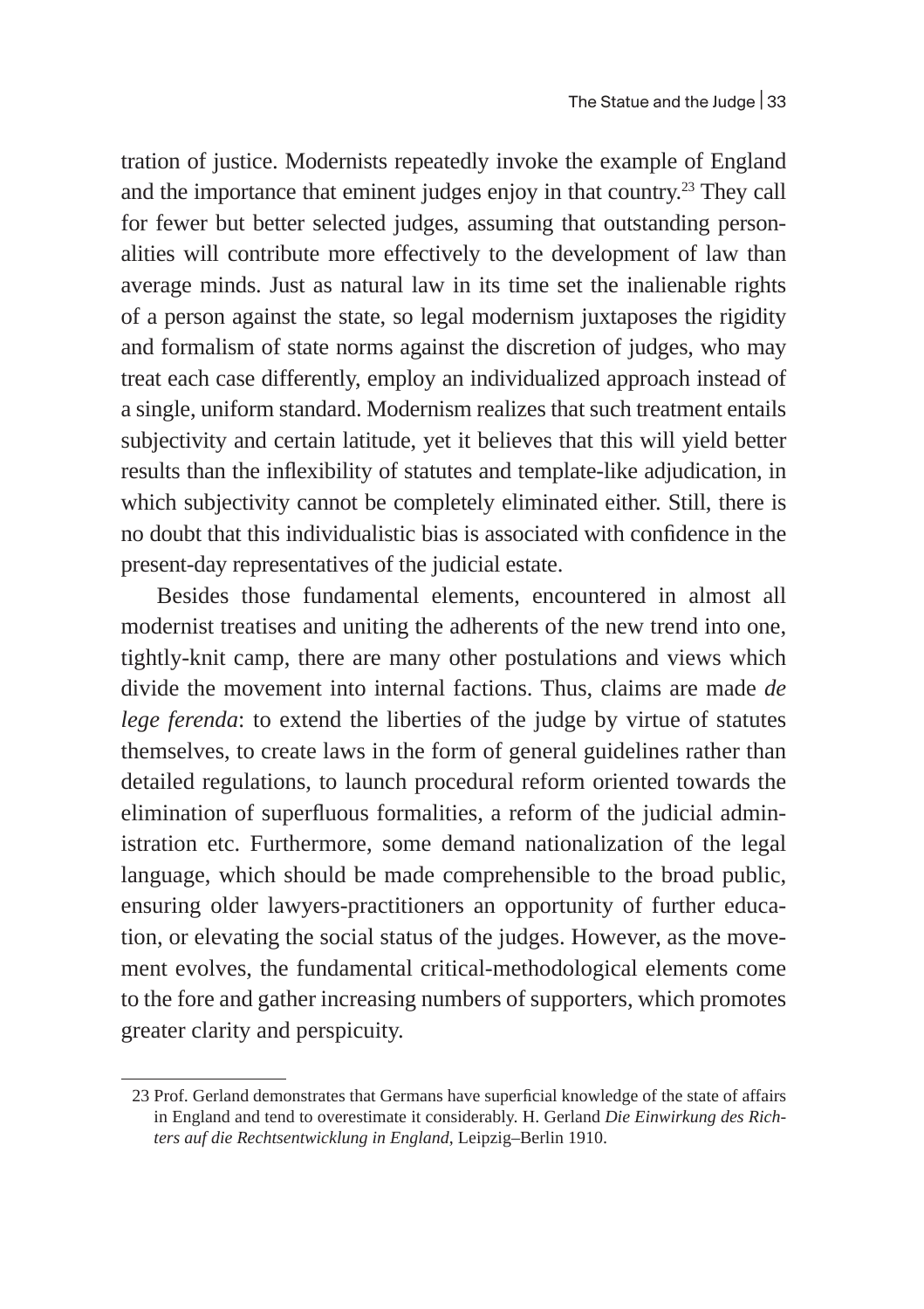tration of justice. Modernists repeatedly invoke the example of England and the importance that eminent judges enjoy in that country.[23] They call for fewer but better selected judges, assuming that outstanding personalities will contribute more effectively to the development of law than average minds. Just as natural law in its time set the inalienable rights of a person against the state, so legal modernism juxtaposes the rigidity and formalism of state norms against the discretion of judges, who may treat each case differently, employ an individualized approach instead of a single, uniform standard. Modernism realizes that such treatment entails subjectivity and certain latitude, yet it believes that this will yield better results than the inflexibility of statutes and template-like adjudication, in which subjectivity cannot be completely eliminated either. Still, there is no doubt that this individualistic bias is associated with confidence in the present-day representatives of the judicial estate.

Besides those fundamental elements, encountered in almost all modernist treatises and uniting the adherents of the new trend into one, tightly-knit camp, there are many other postulations and views which divide the movement into internal factions. Thus, claims are made *de lege ferenda*: to extend the liberties of the judge by virtue of statutes themselves, to create laws in the form of general guidelines rather than detailed regulations, to launch procedural reform oriented towards the elimination of superfluous formalities, a reform of the judicial administration etc. Furthermore, some demand nationalization of the legal language, which should be made comprehensible to the broad public, ensuring older lawyers-practitioners an opportunity of further education, or elevating the social status of the judges. However, as the movement evolves, the fundamental critical-methodological elements come to the fore and gather increasing numbers of supporters, which promotes greater clarity and perspicuity.

---

23 Prof. Gerland demonstrates that Germans have superficial knowledge of the state of affairs in England and tend to overestimate it considerably. H. Gerland *Die Einwirkung des Richters auf die Rechtsentwicklung in England*, Leipzig–Berlin 1910.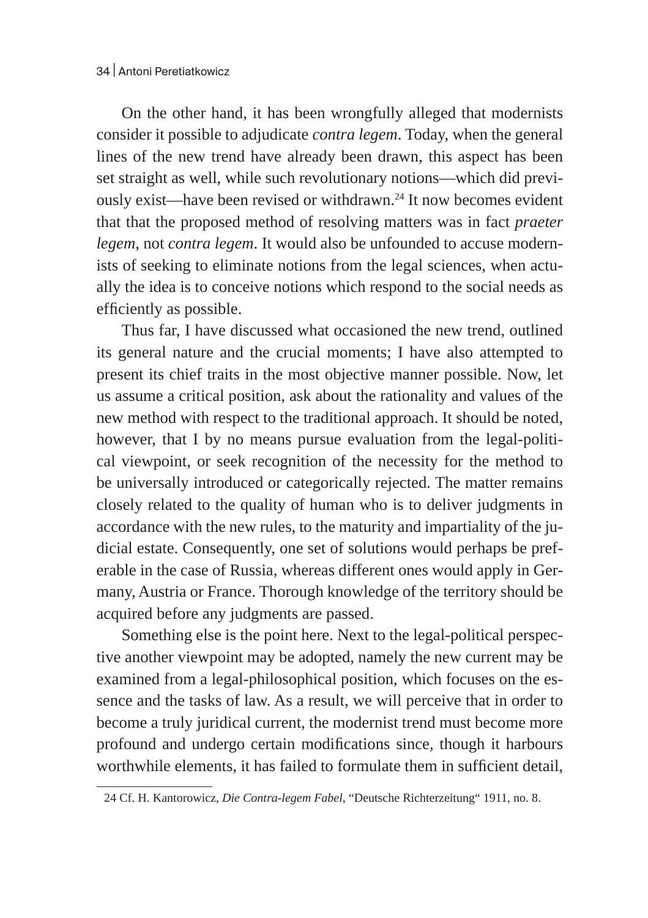On the other hand, it has been wrongfully alleged that modernists consider it possible to adjudicate *contra legem*. Today, when the general lines of the new trend have already been drawn, this aspect has been set straight as well, while such revolutionary notions—which did previously exist—have been revised or withdrawn.[24] It now becomes evident that that the proposed method of resolving matters was in fact *praeter legem*, not *contra legem*. It would also be unfounded to accuse modernists of seeking to eliminate notions from the legal sciences, when actually the idea is to conceive notions which respond to the social needs as efficiently as possible.

Thus far, I have discussed what occasioned the new trend, outlined its general nature and the crucial moments; I have also attempted to present its chief traits in the most objective manner possible. Now, let us assume a critical position, ask about the rationality and values of the new method with respect to the traditional approach. It should be noted, however, that I by no means pursue evaluation from the legal-political viewpoint, or seek recognition of the necessity for the method to be universally introduced or categorically rejected. The matter remains closely related to the quality of human who is to deliver judgments in accordance with the new rules, to the maturity and impartiality of the judicial estate. Consequently, one set of solutions would perhaps be preferable in the case of Russia, whereas different ones would apply in Germany, Austria or France. Thorough knowledge of the territory should be acquired before any judgments are passed.

Something else is the point here. Next to the legal-political perspective another viewpoint may be adopted, namely the new current may be examined from a legal-philosophical position, which focuses on the essence and the tasks of law. As a result, we will perceive that in order to become a truly juridical current, the modernist trend must become more profound and undergo certain modifications since, though it harbours worthwhile elements, it has failed to formulate them in sufficient detail,

---

24 Cf. H. Kantorowicz, *Die Contra-legem Fabel*, "Deutsche Richterzeitung" 1911, no. 8.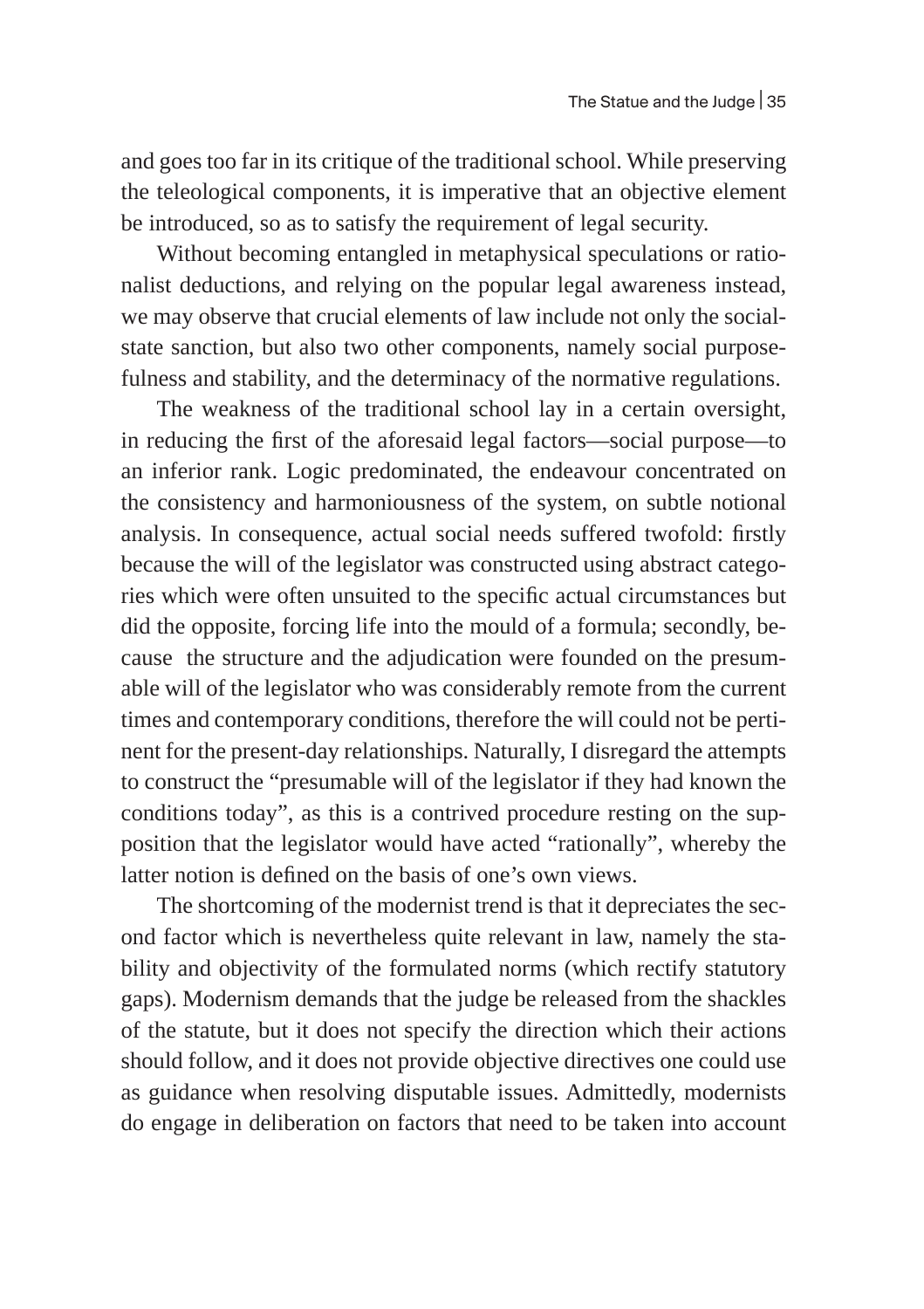and goes too far in its critique of the traditional school. While preserving the teleological components, it is imperative that an objective element be introduced, so as to satisfy the requirement of legal security.

Without becoming entangled in metaphysical speculations or rationalist deductions, and relying on the popular legal awareness instead, we may observe that crucial elements of law include not only the social-state sanction, but also two other components, namely social purposefulness and stability, and the determinacy of the normative regulations.

The weakness of the traditional school lay in a certain oversight, in reducing the first of the aforesaid legal factors—social purpose—to an inferior rank. Logic predominated, the endeavour concentrated on the consistency and harmoniousness of the system, on subtle notional analysis. In consequence, actual social needs suffered twofold: firstly because the will of the legislator was constructed using abstract categories which were often unsuited to the specific actual circumstances but did the opposite, forcing life into the mould of a formula; secondly, because the structure and the adjudication were founded on the presumable will of the legislator who was considerably remote from the current times and contemporary conditions, therefore the will could not be pertinent for the present-day relationships. Naturally, I disregard the attempts to construct the "presumable will of the legislator if they had known the conditions today", as this is a contrived procedure resting on the supposition that the legislator would have acted "rationally", whereby the latter notion is defined on the basis of one's own views.

The shortcoming of the modernist trend is that it depreciates the second factor which is nevertheless quite relevant in law, namely the stability and objectivity of the formulated norms (which rectify statutory gaps). Modernism demands that the judge be released from the shackles of the statute, but it does not specify the direction which their actions should follow, and it does not provide objective directives one could use as guidance when resolving disputable issues. Admittedly, modernists do engage in deliberation on factors that need to be taken into account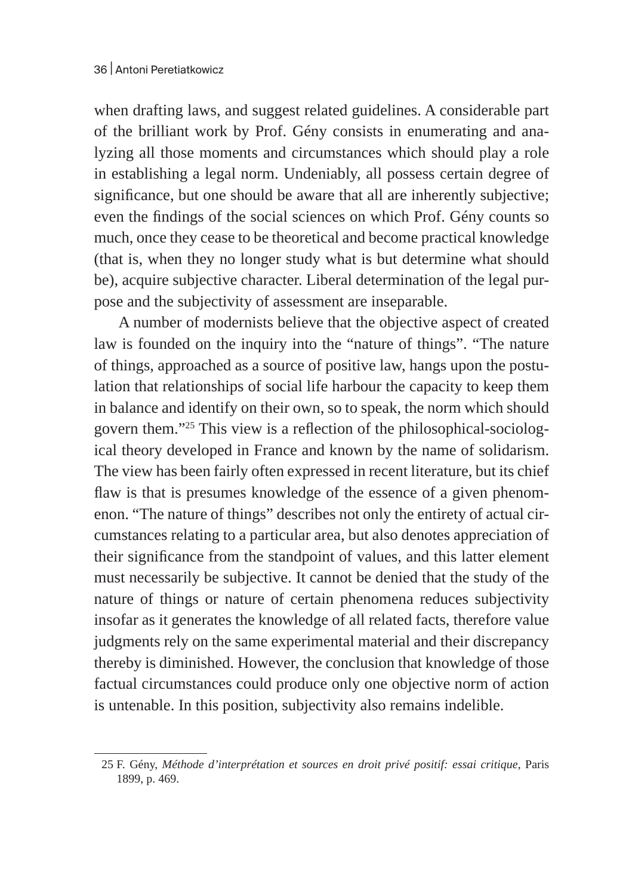when drafting laws, and suggest related guidelines. A considerable part of the brilliant work by Prof. Gény consists in enumerating and analyzing all those moments and circumstances which should play a role in establishing a legal norm. Undeniably, all possess certain degree of significance, but one should be aware that all are inherently subjective; even the findings of the social sciences on which Prof. Gény counts so much, once they cease to be theoretical and become practical knowledge (that is, when they no longer study what is but determine what should be), acquire subjective character. Liberal determination of the legal purpose and the subjectivity of assessment are inseparable.

A number of modernists believe that the objective aspect of created law is founded on the inquiry into the "nature of things". "The nature of things, approached as a source of positive law, hangs upon the postulation that relationships of social life harbour the capacity to keep them in balance and identify on their own, so to speak, the norm which should govern them."[25] This view is a reflection of the philosophical-sociological theory developed in France and known by the name of solidarism. The view has been fairly often expressed in recent literature, but its chief flaw is that is presumes knowledge of the essence of a given phenomenon. "The nature of things" describes not only the entirety of actual circumstances relating to a particular area, but also denotes appreciation of their significance from the standpoint of values, and this latter element must necessarily be subjective. It cannot be denied that the study of the nature of things or nature of certain phenomena reduces subjectivity insofar as it generates the knowledge of all related facts, therefore value judgments rely on the same experimental material and their discrepancy thereby is diminished. However, the conclusion that knowledge of those factual circumstances could produce only one objective norm of action is untenable. In this position, subjectivity also remains indelible.

---

25 F. Gény, *Méthode d'interprétation et sources en droit privé positif: essai critique*, Paris 1899, p. 469.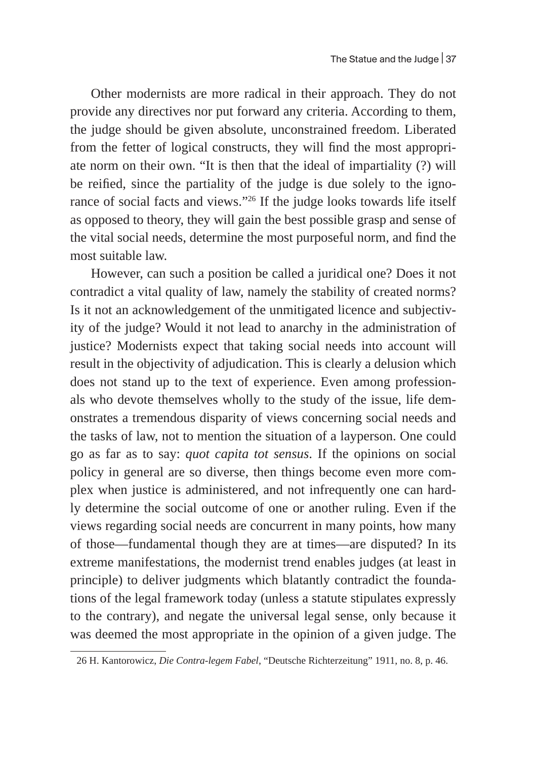Other modernists are more radical in their approach. They do not provide any directives nor put forward any criteria. According to them, the judge should be given absolute, unconstrained freedom. Liberated from the fetter of logical constructs, they will find the most appropriate norm on their own. "It is then that the ideal of impartiality (?) will be reified, since the partiality of the judge is due solely to the ignorance of social facts and views."[26] If the judge looks towards life itself as opposed to theory, they will gain the best possible grasp and sense of the vital social needs, determine the most purposeful norm, and find the most suitable law.

However, can such a position be called a juridical one? Does it not contradict a vital quality of law, namely the stability of created norms? Is it not an acknowledgement of the unmitigated licence and subjectivity of the judge? Would it not lead to anarchy in the administration of justice? Modernists expect that taking social needs into account will result in the objectivity of adjudication. This is clearly a delusion which does not stand up to the text of experience. Even among professionals who devote themselves wholly to the study of the issue, life demonstrates a tremendous disparity of views concerning social needs and the tasks of law, not to mention the situation of a layperson. One could go as far as to say: *quot capita tot sensus*. If the opinions on social policy in general are so diverse, then things become even more complex when justice is administered, and not infrequently one can hardly determine the social outcome of one or another ruling. Even if the views regarding social needs are concurrent in many points, how many of those—fundamental though they are at times—are disputed? In its extreme manifestations, the modernist trend enables judges (at least in principle) to deliver judgments which blatantly contradict the foundations of the legal framework today (unless a statute stipulates expressly to the contrary), and negate the universal legal sense, only because it was deemed the most appropriate in the opinion of a given judge. The

26 H. Kantorowicz, *Die Contra-legem Fabel*, "Deutsche Richterzeitung" 1911, no. 8, p. 46.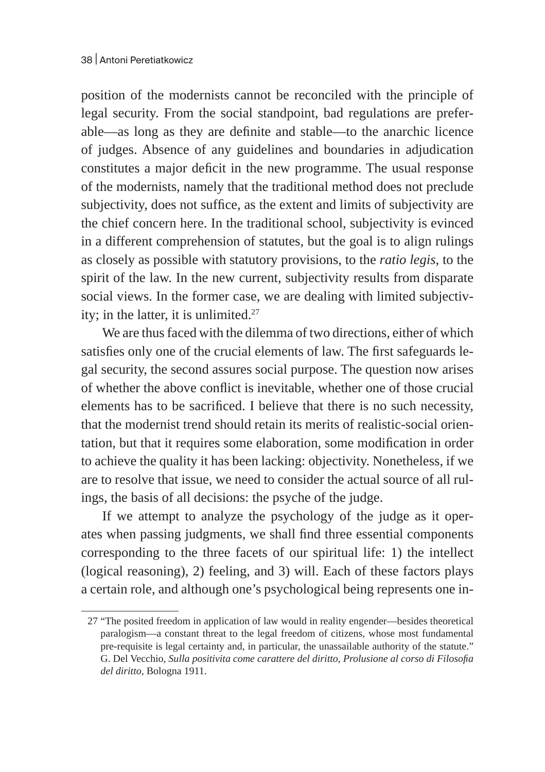position of the modernists cannot be reconciled with the principle of legal security. From the social standpoint, bad regulations are preferable—as long as they are definite and stable—to the anarchic licence of judges. Absence of any guidelines and boundaries in adjudication constitutes a major deficit in the new programme. The usual response of the modernists, namely that the traditional method does not preclude subjectivity, does not suffice, as the extent and limits of subjectivity are the chief concern here. In the traditional school, subjectivity is evinced in a different comprehension of statutes, but the goal is to align rulings as closely as possible with statutory provisions, to the *ratio legis*, to the spirit of the law. In the new current, subjectivity results from disparate social views. In the former case, we are dealing with limited subjectivity; in the latter, it is unlimited.[27]

We are thus faced with the dilemma of two directions, either of which satisfies only one of the crucial elements of law. The first safeguards legal security, the second assures social purpose. The question now arises of whether the above conflict is inevitable, whether one of those crucial elements has to be sacrificed. I believe that there is no such necessity, that the modernist trend should retain its merits of realistic-social orientation, but that it requires some elaboration, some modification in order to achieve the quality it has been lacking: objectivity. Nonetheless, if we are to resolve that issue, we need to consider the actual source of all rulings, the basis of all decisions: the psyche of the judge.

If we attempt to analyze the psychology of the judge as it operates when passing judgments, we shall find three essential components corresponding to the three facets of our spiritual life: 1) the intellect (logical reasoning), 2) feeling, and 3) will. Each of these factors plays a certain role, and although one's psychological being represents one in-

---

27 "The posited freedom in application of law would in reality engender—besides theoretical paralogism—a constant threat to the legal freedom of citizens, whose most fundamental pre-requisite is legal certainty and, in particular, the unassailable authority of the statute." G. Del Vecchio, *Sulla positivita come carattere del diritto, Prolusione al corso di Filosofia del diritto*, Bologna 1911.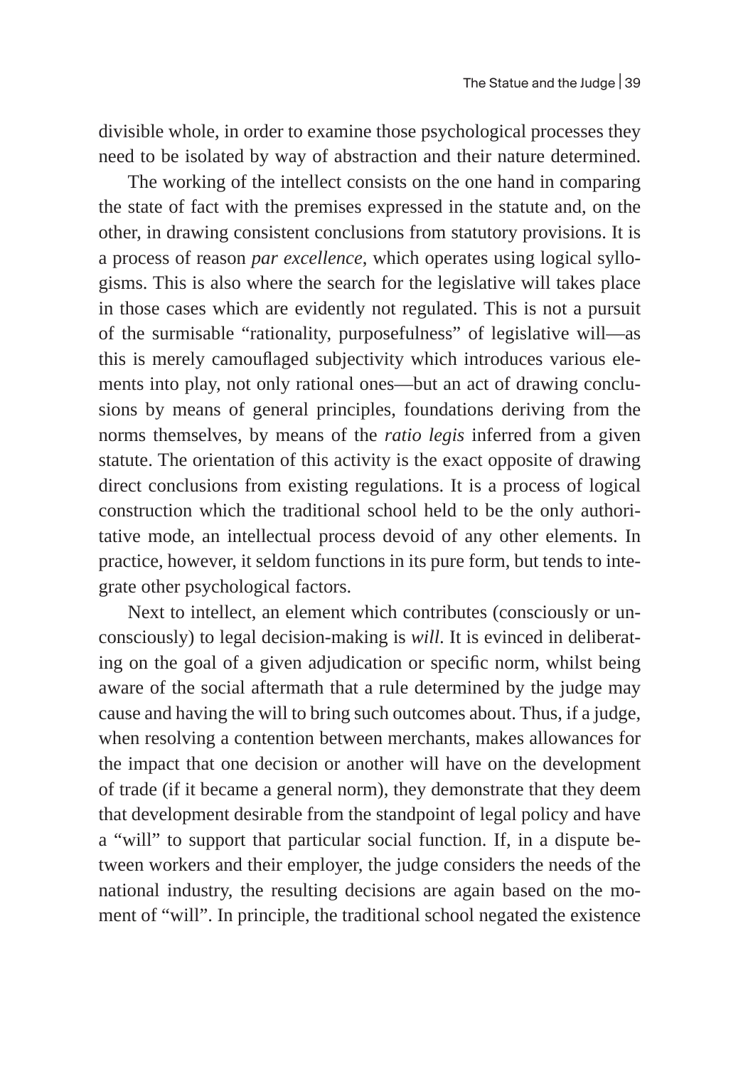divisible whole, in order to examine those psychological processes they need to be isolated by way of abstraction and their nature determined.

The working of the intellect consists on the one hand in comparing the state of fact with the premises expressed in the statute and, on the other, in drawing consistent conclusions from statutory provisions. It is a process of reason *par excellence*, which operates using logical syllogisms. This is also where the search for the legislative will takes place in those cases which are evidently not regulated. This is not a pursuit of the surmisable "rationality, purposefulness" of legislative will—as this is merely camouflaged subjectivity which introduces various elements into play, not only rational ones—but an act of drawing conclusions by means of general principles, foundations deriving from the norms themselves, by means of the *ratio legis* inferred from a given statute. The orientation of this activity is the exact opposite of drawing direct conclusions from existing regulations. It is a process of logical construction which the traditional school held to be the only authoritative mode, an intellectual process devoid of any other elements. In practice, however, it seldom functions in its pure form, but tends to integrate other psychological factors.

Next to intellect, an element which contributes (consciously or unconsciously) to legal decision-making is *will*. It is evinced in deliberating on the goal of a given adjudication or specific norm, whilst being aware of the social aftermath that a rule determined by the judge may cause and having the will to bring such outcomes about. Thus, if a judge, when resolving a contention between merchants, makes allowances for the impact that one decision or another will have on the development of trade (if it became a general norm), they demonstrate that they deem that development desirable from the standpoint of legal policy and have a "will" to support that particular social function. If, in a dispute between workers and their employer, the judge considers the needs of the national industry, the resulting decisions are again based on the moment of "will". In principle, the traditional school negated the existence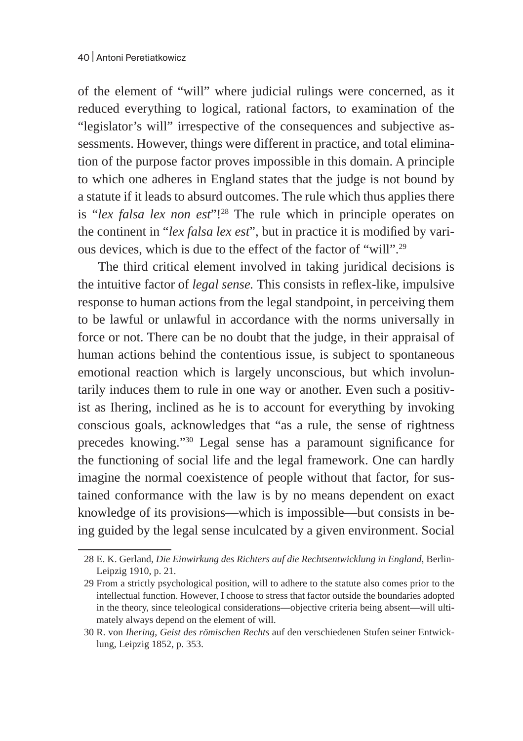of the element of "will" where judicial rulings were concerned, as it reduced everything to logical, rational factors, to examination of the "legislator's will" irrespective of the consequences and subjective assessments. However, things were different in practice, and total elimination of the purpose factor proves impossible in this domain. A principle to which one adheres in England states that the judge is not bound by a statute if it leads to absurd outcomes. The rule which thus applies there is "*lex falsa lex non est*"![28] The rule which in principle operates on the continent in "*lex falsa lex est*", but in practice it is modified by various devices, which is due to the effect of the factor of "will".[29]

The third critical element involved in taking juridical decisions is the intuitive factor of *legal sense.* This consists in reflex-like, impulsive response to human actions from the legal standpoint, in perceiving them to be lawful or unlawful in accordance with the norms universally in force or not. There can be no doubt that the judge, in their appraisal of human actions behind the contentious issue, is subject to spontaneous emotional reaction which is largely unconscious, but which involuntarily induces them to rule in one way or another. Even such a positivist as Ihering, inclined as he is to account for everything by invoking conscious goals, acknowledges that "as a rule, the sense of rightness precedes knowing."[30] Legal sense has a paramount significance for the functioning of social life and the legal framework. One can hardly imagine the normal coexistence of people without that factor, for sustained conformance with the law is by no means dependent on exact knowledge of its provisions—which is impossible—but consists in being guided by the legal sense inculcated by a given environment. Social

---

28 E. K. Gerland, *Die Einwirkung des Richters auf die Rechtsentwicklung in England*, Berlin-Leipzig 1910, p. 21.

29 From a strictly psychological position, will to adhere to the statute also comes prior to the intellectual function. However, I choose to stress that factor outside the boundaries adopted in the theory, since teleological considerations—objective criteria being absent—will ultimately always depend on the element of will.

30 R. von *Ihering*, *Geist des römischen Rechts* auf den verschiedenen Stufen seiner Entwicklung, Leipzig 1852, p. 353.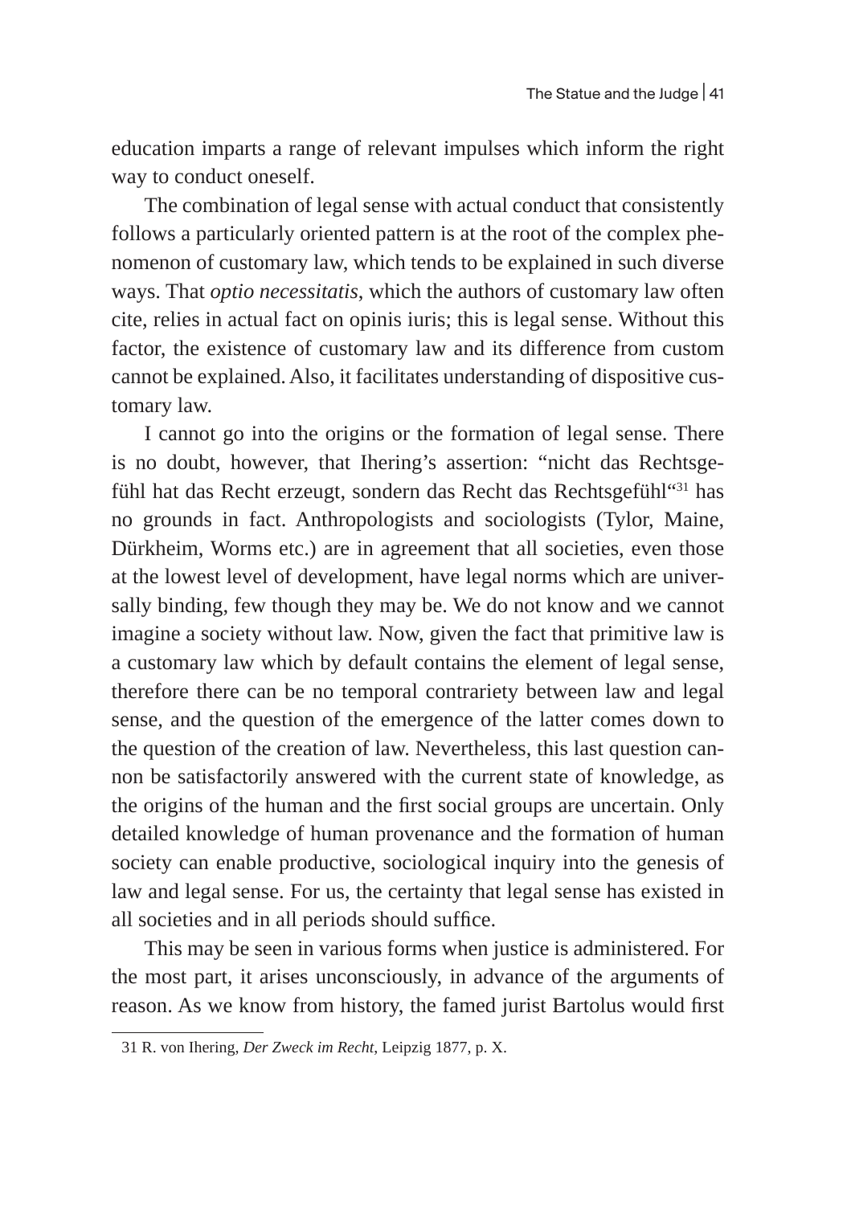education imparts a range of relevant impulses which inform the right way to conduct oneself.

The combination of legal sense with actual conduct that consistently follows a particularly oriented pattern is at the root of the complex phenomenon of customary law, which tends to be explained in such diverse ways. That *optio necessitatis*, which the authors of customary law often cite, relies in actual fact on opinis iuris; this is legal sense. Without this factor, the existence of customary law and its difference from custom cannot be explained. Also, it facilitates understanding of dispositive customary law.

I cannot go into the origins or the formation of legal sense. There is no doubt, however, that Ihering's assertion: "nicht das Rechtsgefühl hat das Recht erzeugt, sondern das Recht das Rechtsgefühl"[31] has no grounds in fact. Anthropologists and sociologists (Tylor, Maine, Dürkheim, Worms etc.) are in agreement that all societies, even those at the lowest level of development, have legal norms which are universally binding, few though they may be. We do not know and we cannot imagine a society without law. Now, given the fact that primitive law is a customary law which by default contains the element of legal sense, therefore there can be no temporal contrariety between law and legal sense, and the question of the emergence of the latter comes down to the question of the creation of law. Nevertheless, this last question cannon be satisfactorily answered with the current state of knowledge, as the origins of the human and the first social groups are uncertain. Only detailed knowledge of human provenance and the formation of human society can enable productive, sociological inquiry into the genesis of law and legal sense. For us, the certainty that legal sense has existed in all societies and in all periods should suffice.

This may be seen in various forms when justice is administered. For the most part, it arises unconsciously, in advance of the arguments of reason. As we know from history, the famed jurist Bartolus would first

31 R. von Ihering, *Der Zweck im Recht*, Leipzig 1877, p. X.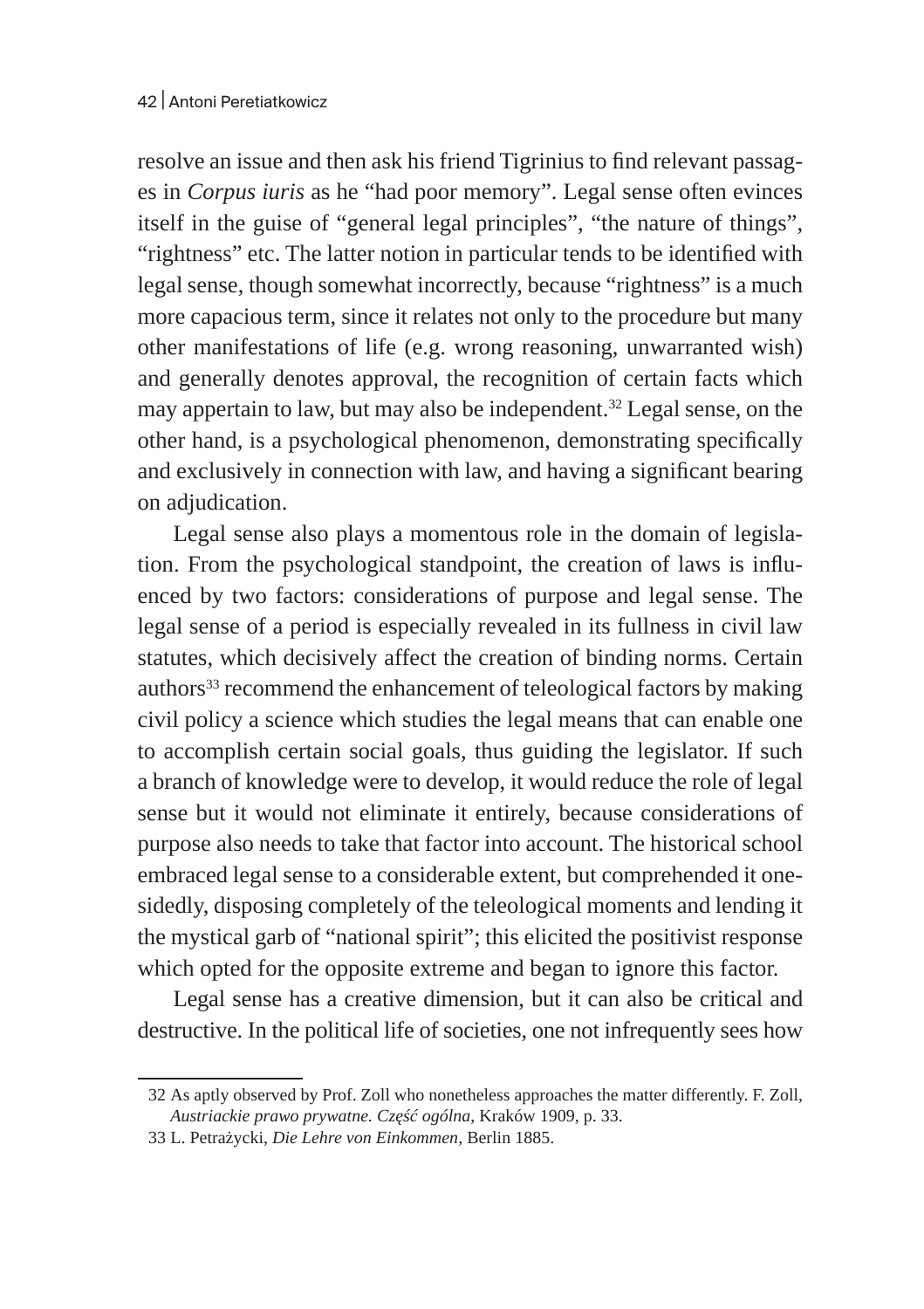resolve an issue and then ask his friend Tigrinius to find relevant passages in *Corpus iuris* as he "had poor memory". Legal sense often evinces itself in the guise of "general legal principles", "the nature of things", "rightness" etc. The latter notion in particular tends to be identified with legal sense, though somewhat incorrectly, because "rightness" is a much more capacious term, since it relates not only to the procedure but many other manifestations of life (e.g. wrong reasoning, unwarranted wish) and generally denotes approval, the recognition of certain facts which may appertain to law, but may also be independent.[32] Legal sense, on the other hand, is a psychological phenomenon, demonstrating specifically and exclusively in connection with law, and having a significant bearing on adjudication.

Legal sense also plays a momentous role in the domain of legislation. From the psychological standpoint, the creation of laws is influenced by two factors: considerations of purpose and legal sense. The legal sense of a period is especially revealed in its fullness in civil law statutes, which decisively affect the creation of binding norms. Certain authors[33] recommend the enhancement of teleological factors by making civil policy a science which studies the legal means that can enable one to accomplish certain social goals, thus guiding the legislator. If such a branch of knowledge were to develop, it would reduce the role of legal sense but it would not eliminate it entirely, because considerations of purpose also needs to take that factor into account. The historical school embraced legal sense to a considerable extent, but comprehended it one-sidedly, disposing completely of the teleological moments and lending it the mystical garb of "national spirit"; this elicited the positivist response which opted for the opposite extreme and began to ignore this factor.

Legal sense has a creative dimension, but it can also be critical and destructive. In the political life of societies, one not infrequently sees how

---

32 As aptly observed by Prof. Zoll who nonetheless approaches the matter differently. F. Zoll, *Austriackie prawo prywatne. Część ogólna*, Kraków 1909, p. 33.

33 L. Petrażycki, *Die Lehre von Einkommen*, Berlin 1885.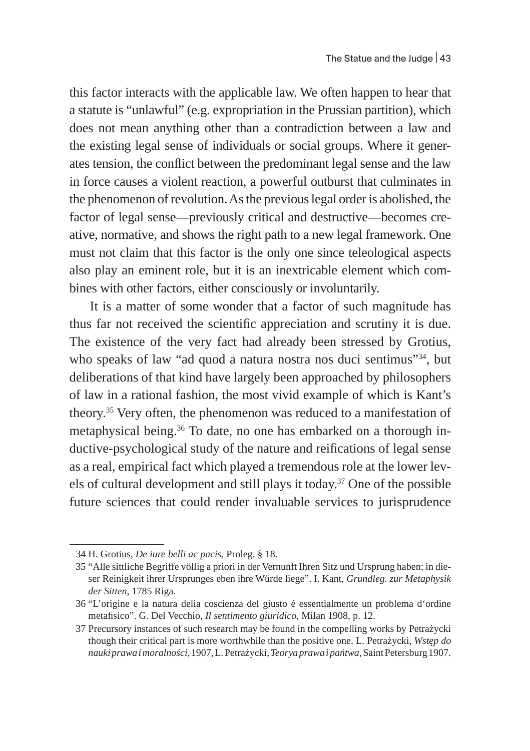this factor interacts with the applicable law. We often happen to hear that a statute is "unlawful" (e.g. expropriation in the Prussian partition), which does not mean anything other than a contradiction between a law and the existing legal sense of individuals or social groups. Where it generates tension, the conflict between the predominant legal sense and the law in force causes a violent reaction, a powerful outburst that culminates in the phenomenon of revolution. As the previous legal order is abolished, the factor of legal sense—previously critical and destructive—becomes creative, normative, and shows the right path to a new legal framework. One must not claim that this factor is the only one since teleological aspects also play an eminent role, but it is an inextricable element which combines with other factors, either consciously or involuntarily.

It is a matter of some wonder that a factor of such magnitude has thus far not received the scientific appreciation and scrutiny it is due. The existence of the very fact had already been stressed by Grotius, who speaks of law "ad quod a natura nostra nos duci sentimus"[34], but deliberations of that kind have largely been approached by philosophers of law in a rational fashion, the most vivid example of which is Kant's theory.[35] Very often, the phenomenon was reduced to a manifestation of metaphysical being.[36] To date, no one has embarked on a thorough inductive-psychological study of the nature and reifications of legal sense as a real, empirical fact which played a tremendous role at the lower levels of cultural development and still plays it today.[37] One of the possible future sciences that could render invaluable services to jurisprudence

---

34 H. Grotius, *De iure belli ac pacis*, Proleg. § 18.

35 "Alle sittliche Begriffe völlig a priori in der Vernunft Ihren Sitz und Ursprung haben; in dieser Reinigkeit ihrer Ursprunges eben ihre Würde liege". I. Kant, *Grundleg. zur Metaphysik der Sitten*, 1785 Riga.

36 "L'origine e la natura delia coscienza del giusto é essentialmente un problema d'ordine metafisico". G. Del Vecchio, *Il sentimento giuridico*, Milan 1908, p. 12.

37 Precursory instances of such research may be found in the compelling works by Petrażycki though their critical part is more worthwhile than the positive one. L. Petrażycki, *Wstęp do nauki prawa i moralności*, 1907, L. Petrażycki, *Teorya prawa i pańtwa*, Saint Petersburg 1907.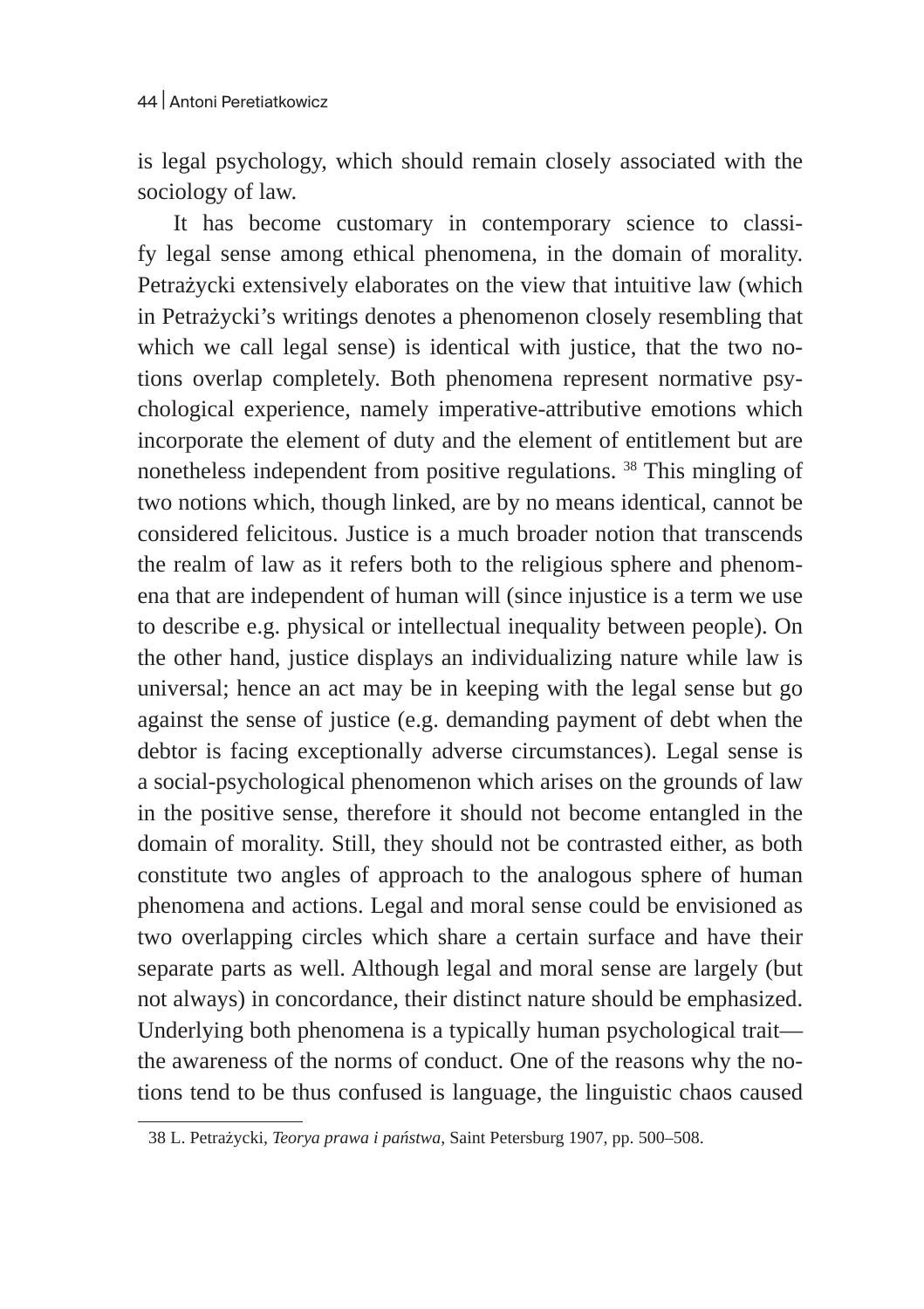is legal psychology, which should remain closely associated with the sociology of law.

It has become customary in contemporary science to classify legal sense among ethical phenomena, in the domain of morality. Petrażycki extensively elaborates on the view that intuitive law (which in Petrażycki's writings denotes a phenomenon closely resembling that which we call legal sense) is identical with justice, that the two notions overlap completely. Both phenomena represent normative psychological experience, namely imperative-attributive emotions which incorporate the element of duty and the element of entitlement but are nonetheless independent from positive regulations. [38] This mingling of two notions which, though linked, are by no means identical, cannot be considered felicitous. Justice is a much broader notion that transcends the realm of law as it refers both to the religious sphere and phenomena that are independent of human will (since injustice is a term we use to describe e.g. physical or intellectual inequality between people). On the other hand, justice displays an individualizing nature while law is universal; hence an act may be in keeping with the legal sense but go against the sense of justice (e.g. demanding payment of debt when the debtor is facing exceptionally adverse circumstances). Legal sense is a social-psychological phenomenon which arises on the grounds of law in the positive sense, therefore it should not become entangled in the domain of morality. Still, they should not be contrasted either, as both constitute two angles of approach to the analogous sphere of human phenomena and actions. Legal and moral sense could be envisioned as two overlapping circles which share a certain surface and have their separate parts as well. Although legal and moral sense are largely (but not always) in concordance, their distinct nature should be emphasized. Underlying both phenomena is a typically human psychological trait—the awareness of the norms of conduct. One of the reasons why the notions tend to be thus confused is language, the linguistic chaos caused

---

38 L. Petrażycki, *Teorya prawa i państwa*, Saint Petersburg 1907, pp. 500–508.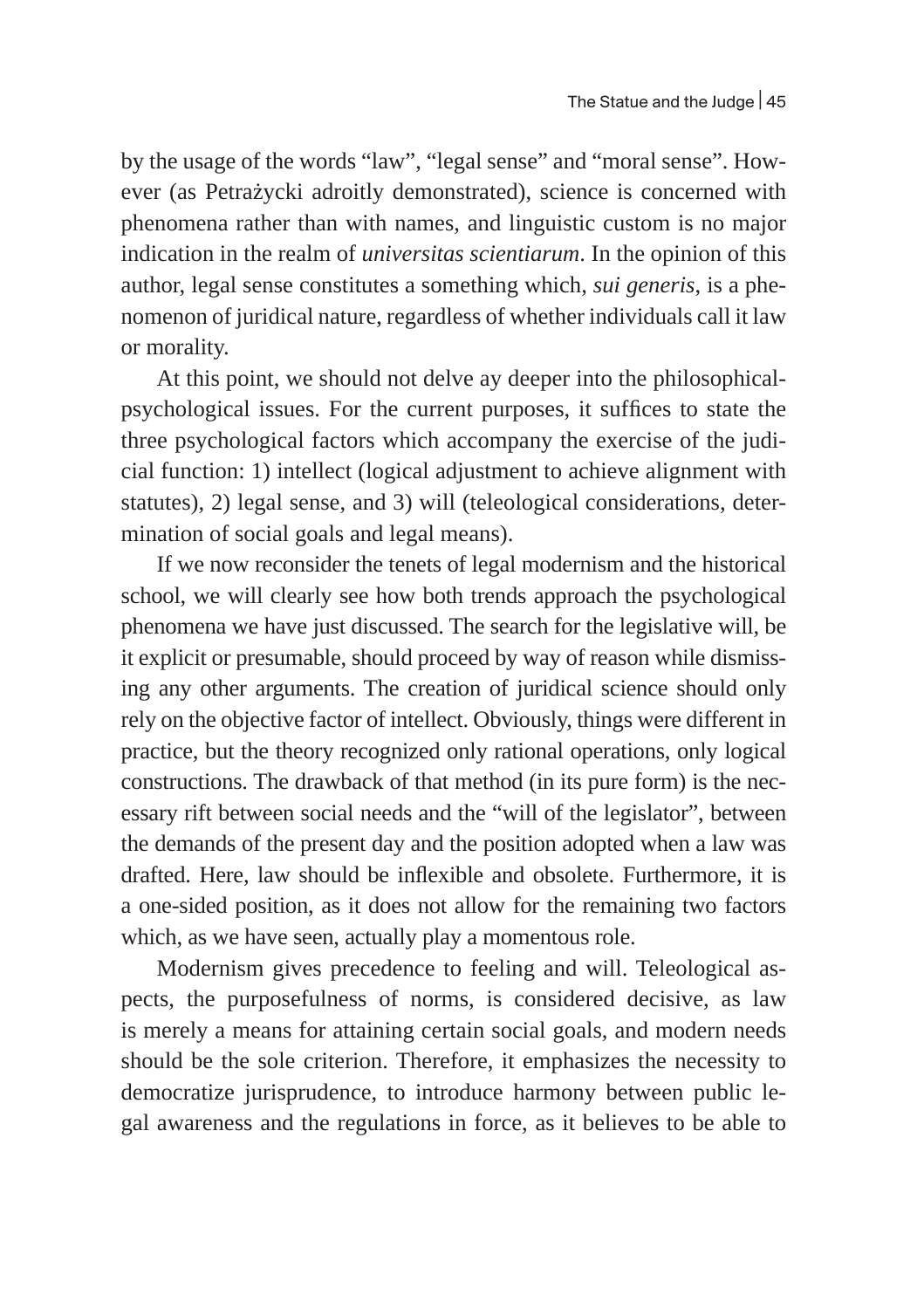by the usage of the words "law", "legal sense" and "moral sense". However (as Petrażycki adroitly demonstrated), science is concerned with phenomena rather than with names, and linguistic custom is no major indication in the realm of *universitas scientiarum*. In the opinion of this author, legal sense constitutes a something which, *sui generis*, is a phenomenon of juridical nature, regardless of whether individuals call it law or morality.

At this point, we should not delve ay deeper into the philosophical-psychological issues. For the current purposes, it suffices to state the three psychological factors which accompany the exercise of the judicial function: 1) intellect (logical adjustment to achieve alignment with statutes), 2) legal sense, and 3) will (teleological considerations, determination of social goals and legal means).

If we now reconsider the tenets of legal modernism and the historical school, we will clearly see how both trends approach the psychological phenomena we have just discussed. The search for the legislative will, be it explicit or presumable, should proceed by way of reason while dismissing any other arguments. The creation of juridical science should only rely on the objective factor of intellect. Obviously, things were different in practice, but the theory recognized only rational operations, only logical constructions. The drawback of that method (in its pure form) is the necessary rift between social needs and the "will of the legislator", between the demands of the present day and the position adopted when a law was drafted. Here, law should be inflexible and obsolete. Furthermore, it is a one-sided position, as it does not allow for the remaining two factors which, as we have seen, actually play a momentous role.

Modernism gives precedence to feeling and will. Teleological aspects, the purposefulness of norms, is considered decisive, as law is merely a means for attaining certain social goals, and modern needs should be the sole criterion. Therefore, it emphasizes the necessity to democratize jurisprudence, to introduce harmony between public legal awareness and the regulations in force, as it believes to be able to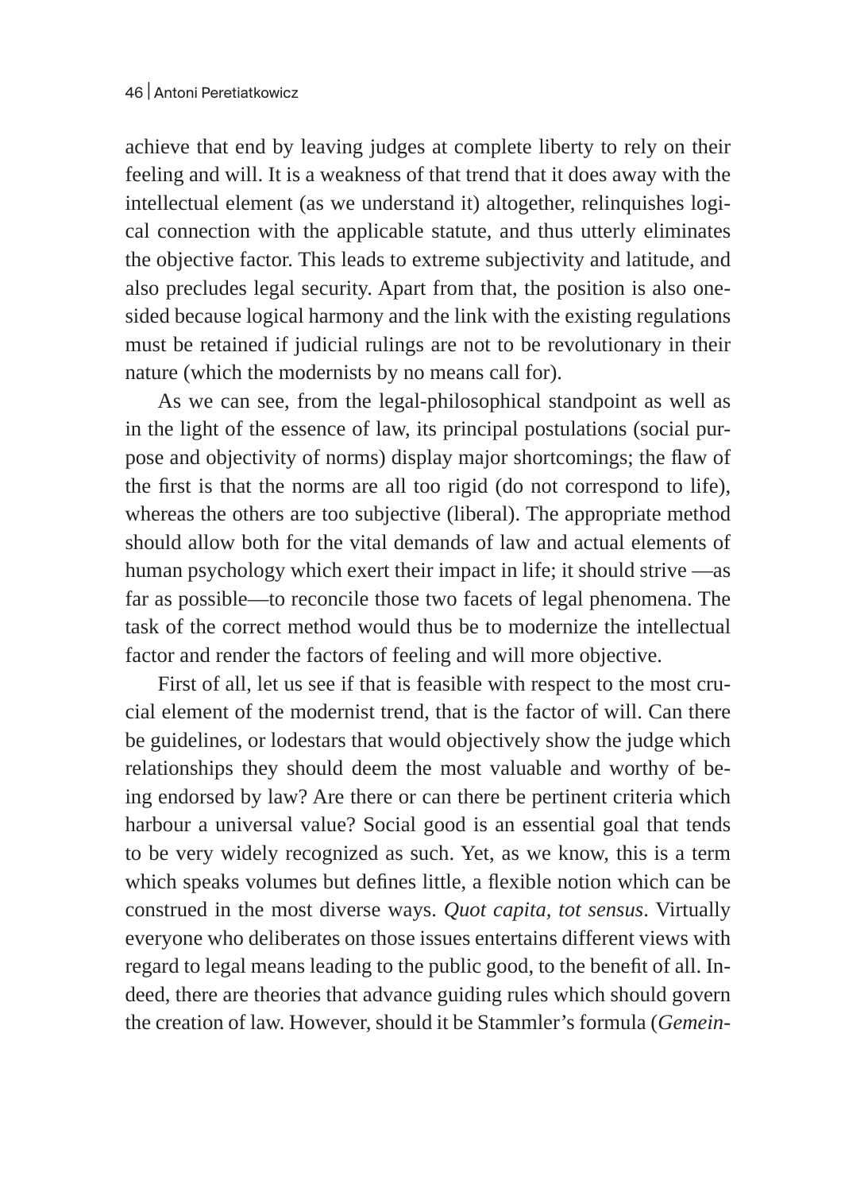achieve that end by leaving judges at complete liberty to rely on their feeling and will. It is a weakness of that trend that it does away with the intellectual element (as we understand it) altogether, relinquishes logical connection with the applicable statute, and thus utterly eliminates the objective factor. This leads to extreme subjectivity and latitude, and also precludes legal security. Apart from that, the position is also one-sided because logical harmony and the link with the existing regulations must be retained if judicial rulings are not to be revolutionary in their nature (which the modernists by no means call for).

As we can see, from the legal-philosophical standpoint as well as in the light of the essence of law, its principal postulations (social purpose and objectivity of norms) display major shortcomings; the flaw of the first is that the norms are all too rigid (do not correspond to life), whereas the others are too subjective (liberal). The appropriate method should allow both for the vital demands of law and actual elements of human psychology which exert their impact in life; it should strive —as far as possible—to reconcile those two facets of legal phenomena. The task of the correct method would thus be to modernize the intellectual factor and render the factors of feeling and will more objective.

First of all, let us see if that is feasible with respect to the most crucial element of the modernist trend, that is the factor of will. Can there be guidelines, or lodestars that would objectively show the judge which relationships they should deem the most valuable and worthy of being endorsed by law? Are there or can there be pertinent criteria which harbour a universal value? Social good is an essential goal that tends to be very widely recognized as such. Yet, as we know, this is a term which speaks volumes but defines little, a flexible notion which can be construed in the most diverse ways. *Quot capita, tot sensus*. Virtually everyone who deliberates on those issues entertains different views with regard to legal means leading to the public good, to the benefit of all. Indeed, there are theories that advance guiding rules which should govern the creation of law. However, should it be Stammler's formula (*Gemein-*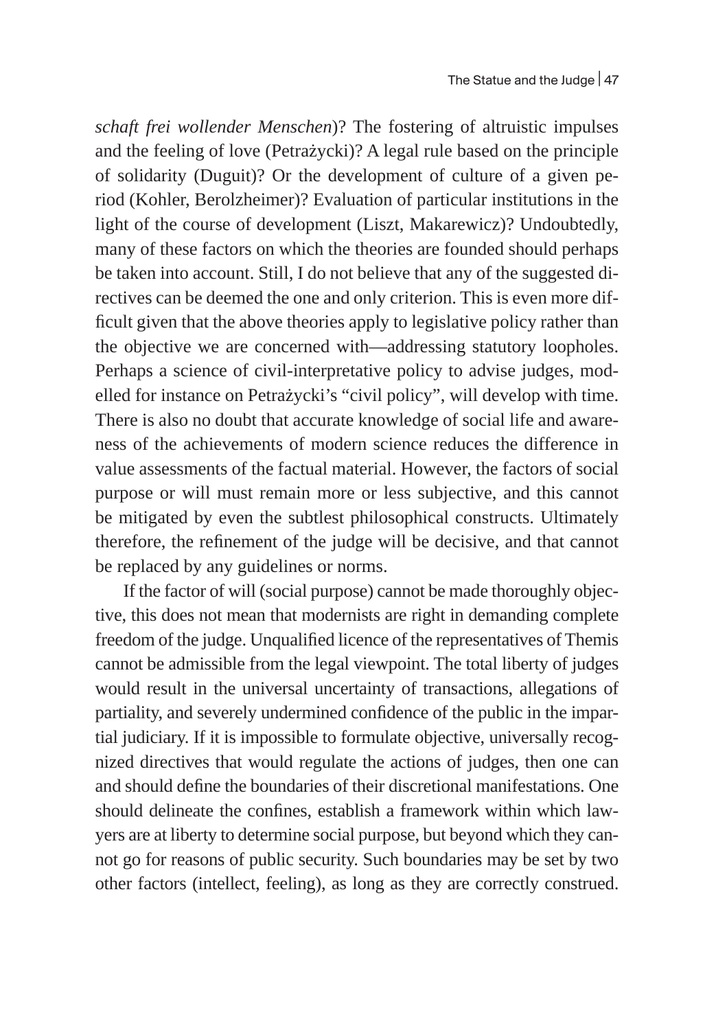*schaft frei wollender Menschen*)? The fostering of altruistic impulses and the feeling of love (Petrażycki)? A legal rule based on the principle of solidarity (Duguit)? Or the development of culture of a given period (Kohler, Berolzheimer)? Evaluation of particular institutions in the light of the course of development (Liszt, Makarewicz)? Undoubtedly, many of these factors on which the theories are founded should perhaps be taken into account. Still, I do not believe that any of the suggested directives can be deemed the one and only criterion. This is even more difficult given that the above theories apply to legislative policy rather than the objective we are concerned with—addressing statutory loopholes. Perhaps a science of civil-interpretative policy to advise judges, modelled for instance on Petrażycki's "civil policy", will develop with time. There is also no doubt that accurate knowledge of social life and awareness of the achievements of modern science reduces the difference in value assessments of the factual material. However, the factors of social purpose or will must remain more or less subjective, and this cannot be mitigated by even the subtlest philosophical constructs. Ultimately therefore, the refinement of the judge will be decisive, and that cannot be replaced by any guidelines or norms.

If the factor of will (social purpose) cannot be made thoroughly objective, this does not mean that modernists are right in demanding complete freedom of the judge. Unqualified licence of the representatives of Themis cannot be admissible from the legal viewpoint. The total liberty of judges would result in the universal uncertainty of transactions, allegations of partiality, and severely undermined confidence of the public in the impartial judiciary. If it is impossible to formulate objective, universally recognized directives that would regulate the actions of judges, then one can and should define the boundaries of their discretional manifestations. One should delineate the confines, establish a framework within which lawyers are at liberty to determine social purpose, but beyond which they cannot go for reasons of public security. Such boundaries may be set by two other factors (intellect, feeling), as long as they are correctly construed.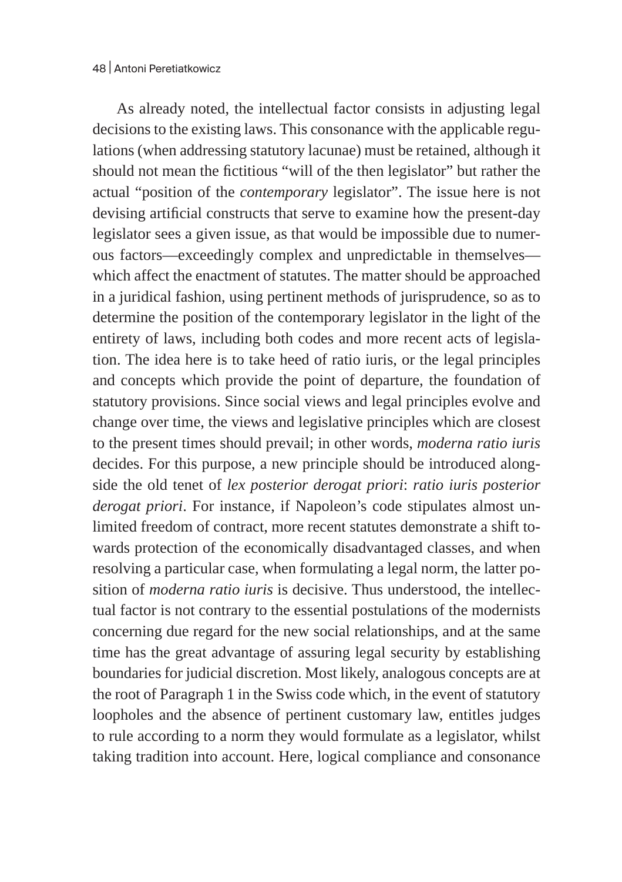As already noted, the intellectual factor consists in adjusting legal decisions to the existing laws. This consonance with the applicable regulations (when addressing statutory lacunae) must be retained, although it should not mean the fictitious "will of the then legislator" but rather the actual "position of the *contemporary* legislator". The issue here is not devising artificial constructs that serve to examine how the present-day legislator sees a given issue, as that would be impossible due to numerous factors—exceedingly complex and unpredictable in themselves—which affect the enactment of statutes. The matter should be approached in a juridical fashion, using pertinent methods of jurisprudence, so as to determine the position of the contemporary legislator in the light of the entirety of laws, including both codes and more recent acts of legislation. The idea here is to take heed of ratio iuris, or the legal principles and concepts which provide the point of departure, the foundation of statutory provisions. Since social views and legal principles evolve and change over time, the views and legislative principles which are closest to the present times should prevail; in other words, *moderna ratio iuris* decides. For this purpose, a new principle should be introduced alongside the old tenet of *lex posterior derogat priori*: *ratio iuris posterior derogat priori*. For instance, if Napoleon's code stipulates almost unlimited freedom of contract, more recent statutes demonstrate a shift towards protection of the economically disadvantaged classes, and when resolving a particular case, when formulating a legal norm, the latter position of *moderna ratio iuris* is decisive. Thus understood, the intellectual factor is not contrary to the essential postulations of the modernists concerning due regard for the new social relationships, and at the same time has the great advantage of assuring legal security by establishing boundaries for judicial discretion. Most likely, analogous concepts are at the root of Paragraph 1 in the Swiss code which, in the event of statutory loopholes and the absence of pertinent customary law, entitles judges to rule according to a norm they would formulate as a legislator, whilst taking tradition into account. Here, logical compliance and consonance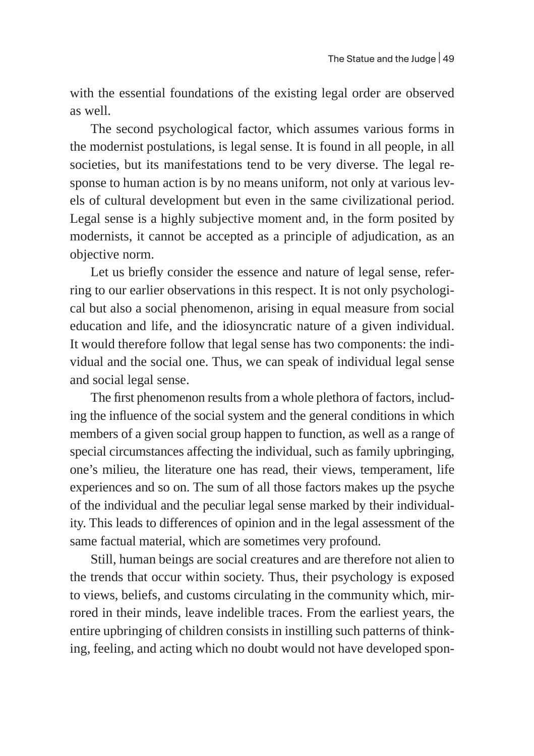with the essential foundations of the existing legal order are observed as well.

The second psychological factor, which assumes various forms in the modernist postulations, is legal sense. It is found in all people, in all societies, but its manifestations tend to be very diverse. The legal response to human action is by no means uniform, not only at various levels of cultural development but even in the same civilizational period. Legal sense is a highly subjective moment and, in the form posited by modernists, it cannot be accepted as a principle of adjudication, as an objective norm.

Let us briefly consider the essence and nature of legal sense, referring to our earlier observations in this respect. It is not only psychological but also a social phenomenon, arising in equal measure from social education and life, and the idiosyncratic nature of a given individual. It would therefore follow that legal sense has two components: the individual and the social one. Thus, we can speak of individual legal sense and social legal sense.

The first phenomenon results from a whole plethora of factors, including the influence of the social system and the general conditions in which members of a given social group happen to function, as well as a range of special circumstances affecting the individual, such as family upbringing, one's milieu, the literature one has read, their views, temperament, life experiences and so on. The sum of all those factors makes up the psyche of the individual and the peculiar legal sense marked by their individuality. This leads to differences of opinion and in the legal assessment of the same factual material, which are sometimes very profound.

Still, human beings are social creatures and are therefore not alien to the trends that occur within society. Thus, their psychology is exposed to views, beliefs, and customs circulating in the community which, mirrored in their minds, leave indelible traces. From the earliest years, the entire upbringing of children consists in instilling such patterns of thinking, feeling, and acting which no doubt would not have developed spon-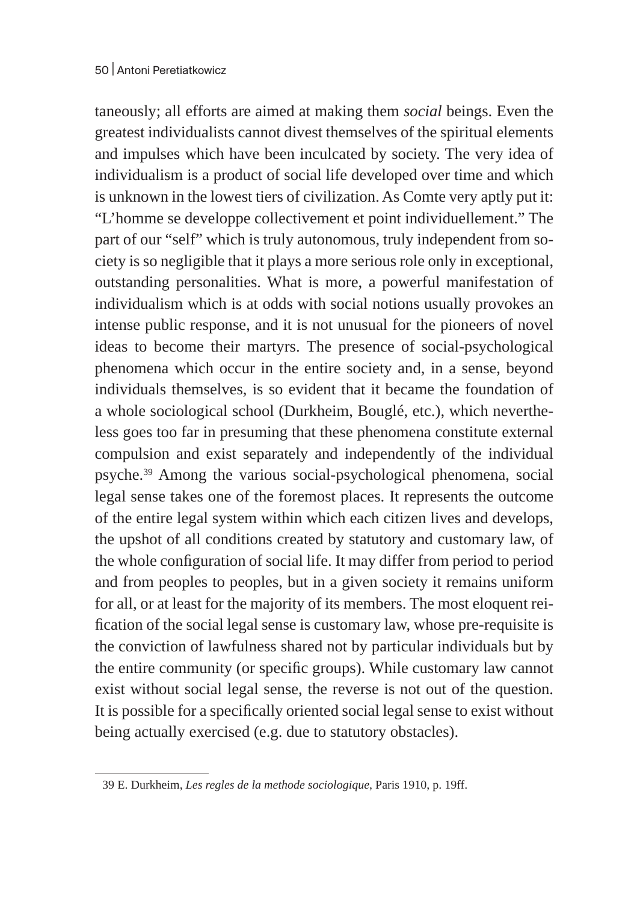taneously; all efforts are aimed at making them *social* beings. Even the greatest individualists cannot divest themselves of the spiritual elements and impulses which have been inculcated by society. The very idea of individualism is a product of social life developed over time and which is unknown in the lowest tiers of civilization. As Comte very aptly put it: "L'homme se developpe collectivement et point individuellement." The part of our "self" which is truly autonomous, truly independent from society is so negligible that it plays a more serious role only in exceptional, outstanding personalities. What is more, a powerful manifestation of individualism which is at odds with social notions usually provokes an intense public response, and it is not unusual for the pioneers of novel ideas to become their martyrs. The presence of social-psychological phenomena which occur in the entire society and, in a sense, beyond individuals themselves, is so evident that it became the foundation of a whole sociological school (Durkheim, Bouglé, etc.), which nevertheless goes too far in presuming that these phenomena constitute external compulsion and exist separately and independently of the individual psyche.[39] Among the various social-psychological phenomena, social legal sense takes one of the foremost places. It represents the outcome of the entire legal system within which each citizen lives and develops, the upshot of all conditions created by statutory and customary law, of the whole configuration of social life. It may differ from period to period and from peoples to peoples, but in a given society it remains uniform for all, or at least for the majority of its members. The most eloquent reification of the social legal sense is customary law, whose pre-requisite is the conviction of lawfulness shared not by particular individuals but by the entire community (or specific groups). While customary law cannot exist without social legal sense, the reverse is not out of the question. It is possible for a specifically oriented social legal sense to exist without being actually exercised (e.g. due to statutory obstacles).

---

39 E. Durkheim, *Les regles de la methode sociologique*, Paris 1910, p. 19ff.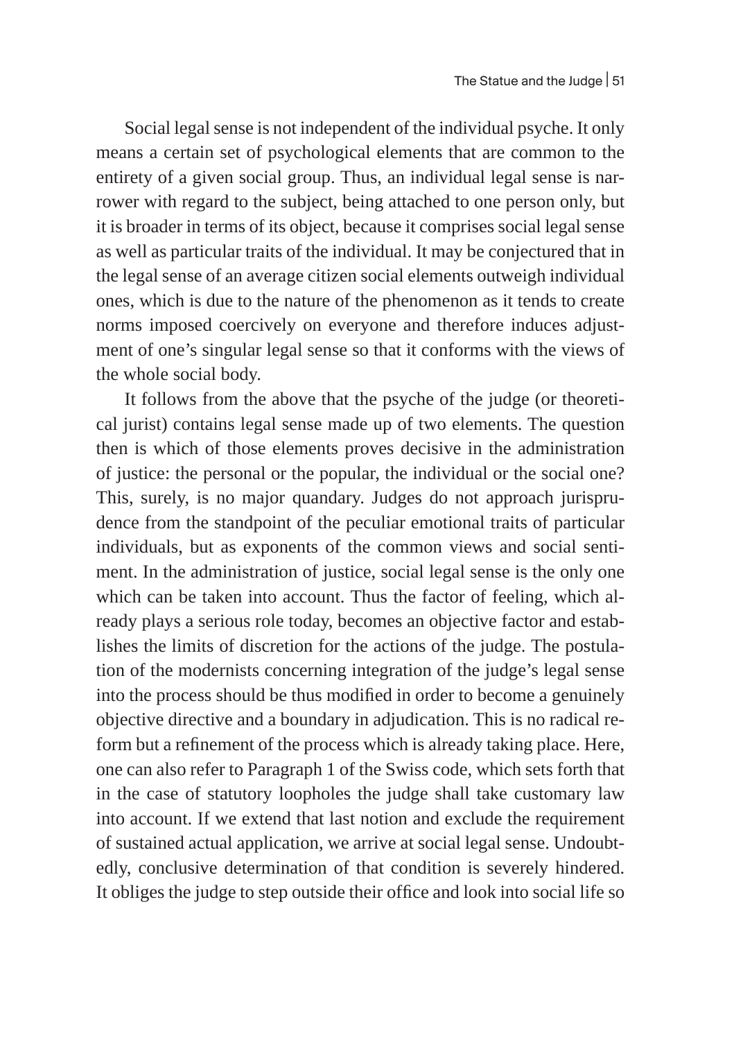Social legal sense is not independent of the individual psyche. It only means a certain set of psychological elements that are common to the entirety of a given social group. Thus, an individual legal sense is narrower with regard to the subject, being attached to one person only, but it is broader in terms of its object, because it comprises social legal sense as well as particular traits of the individual. It may be conjectured that in the legal sense of an average citizen social elements outweigh individual ones, which is due to the nature of the phenomenon as it tends to create norms imposed coercively on everyone and therefore induces adjustment of one's singular legal sense so that it conforms with the views of the whole social body.

It follows from the above that the psyche of the judge (or theoretical jurist) contains legal sense made up of two elements. The question then is which of those elements proves decisive in the administration of justice: the personal or the popular, the individual or the social one? This, surely, is no major quandary. Judges do not approach jurisprudence from the standpoint of the peculiar emotional traits of particular individuals, but as exponents of the common views and social sentiment. In the administration of justice, social legal sense is the only one which can be taken into account. Thus the factor of feeling, which already plays a serious role today, becomes an objective factor and establishes the limits of discretion for the actions of the judge. The postulation of the modernists concerning integration of the judge's legal sense into the process should be thus modified in order to become a genuinely objective directive and a boundary in adjudication. This is no radical reform but a refinement of the process which is already taking place. Here, one can also refer to Paragraph 1 of the Swiss code, which sets forth that in the case of statutory loopholes the judge shall take customary law into account. If we extend that last notion and exclude the requirement of sustained actual application, we arrive at social legal sense. Undoubtedly, conclusive determination of that condition is severely hindered. It obliges the judge to step outside their office and look into social life so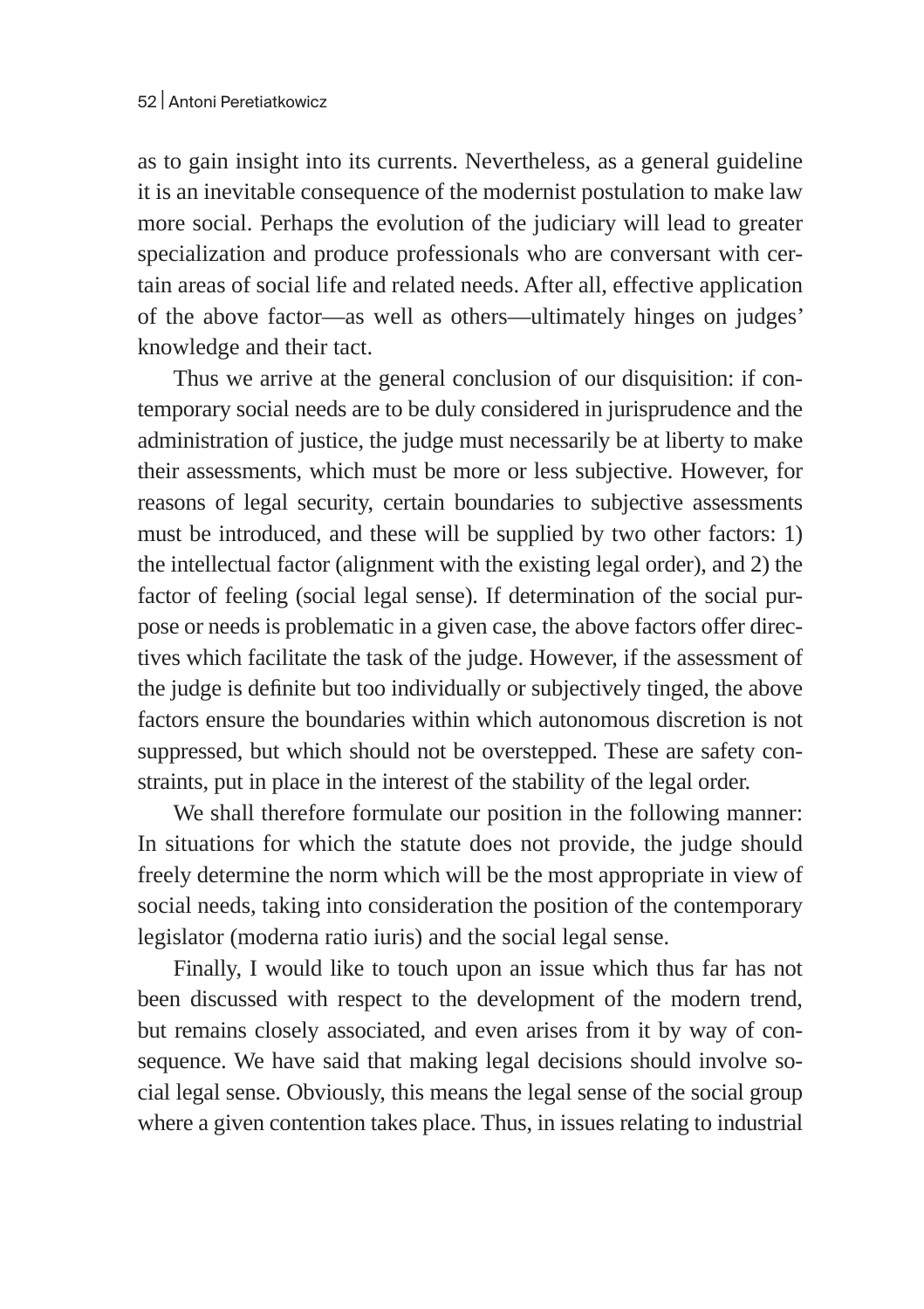as to gain insight into its currents. Nevertheless, as a general guideline it is an inevitable consequence of the modernist postulation to make law more social. Perhaps the evolution of the judiciary will lead to greater specialization and produce professionals who are conversant with certain areas of social life and related needs. After all, effective application of the above factor—as well as others—ultimately hinges on judges' knowledge and their tact.

Thus we arrive at the general conclusion of our disquisition: if contemporary social needs are to be duly considered in jurisprudence and the administration of justice, the judge must necessarily be at liberty to make their assessments, which must be more or less subjective. However, for reasons of legal security, certain boundaries to subjective assessments must be introduced, and these will be supplied by two other factors: 1) the intellectual factor (alignment with the existing legal order), and 2) the factor of feeling (social legal sense). If determination of the social purpose or needs is problematic in a given case, the above factors offer directives which facilitate the task of the judge. However, if the assessment of the judge is definite but too individually or subjectively tinged, the above factors ensure the boundaries within which autonomous discretion is not suppressed, but which should not be overstepped. These are safety constraints, put in place in the interest of the stability of the legal order.

We shall therefore formulate our position in the following manner: In situations for which the statute does not provide, the judge should freely determine the norm which will be the most appropriate in view of social needs, taking into consideration the position of the contemporary legislator (moderna ratio iuris) and the social legal sense.

Finally, I would like to touch upon an issue which thus far has not been discussed with respect to the development of the modern trend, but remains closely associated, and even arises from it by way of consequence. We have said that making legal decisions should involve social legal sense. Obviously, this means the legal sense of the social group where a given contention takes place. Thus, in issues relating to industrial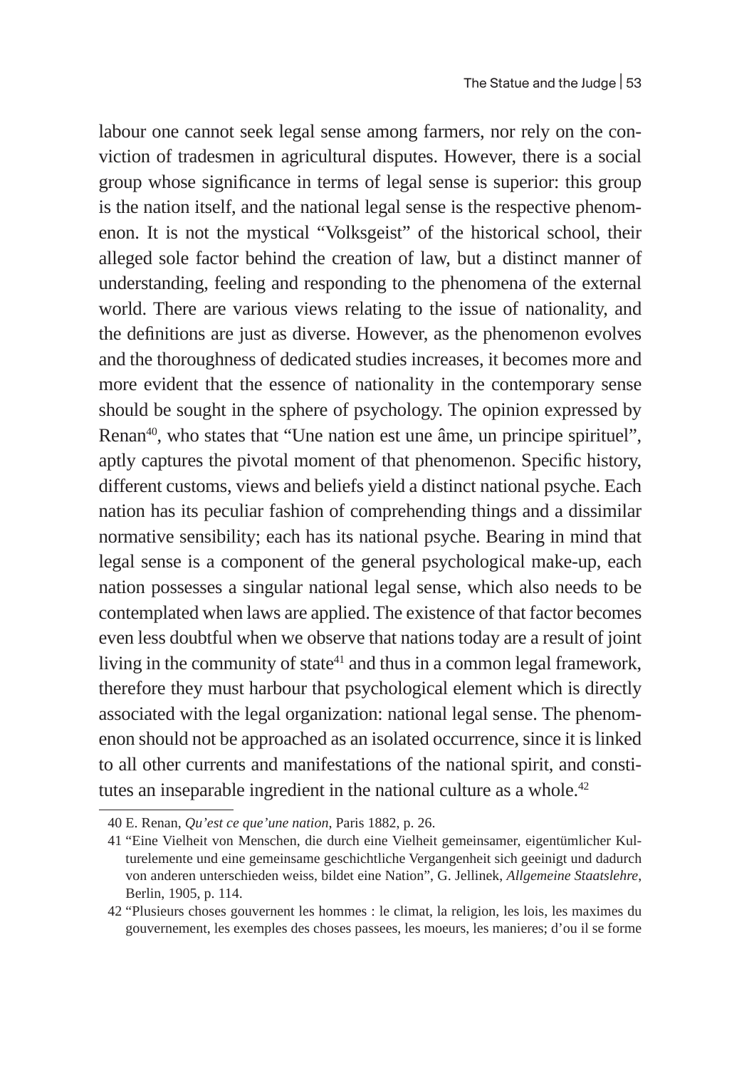labour one cannot seek legal sense among farmers, nor rely on the conviction of tradesmen in agricultural disputes. However, there is a social group whose significance in terms of legal sense is superior: this group is the nation itself, and the national legal sense is the respective phenomenon. It is not the mystical "Volksgeist" of the historical school, their alleged sole factor behind the creation of law, but a distinct manner of understanding, feeling and responding to the phenomena of the external world. There are various views relating to the issue of nationality, and the definitions are just as diverse. However, as the phenomenon evolves and the thoroughness of dedicated studies increases, it becomes more and more evident that the essence of nationality in the contemporary sense should be sought in the sphere of psychology. The opinion expressed by Renan[40], who states that "Une nation est une âme, un principe spirituel", aptly captures the pivotal moment of that phenomenon. Specific history, different customs, views and beliefs yield a distinct national psyche. Each nation has its peculiar fashion of comprehending things and a dissimilar normative sensibility; each has its national psyche. Bearing in mind that legal sense is a component of the general psychological make-up, each nation possesses a singular national legal sense, which also needs to be contemplated when laws are applied. The existence of that factor becomes even less doubtful when we observe that nations today are a result of joint living in the community of state[41] and thus in a common legal framework, therefore they must harbour that psychological element which is directly associated with the legal organization: national legal sense. The phenomenon should not be approached as an isolated occurrence, since it is linked to all other currents and manifestations of the national spirit, and constitutes an inseparable ingredient in the national culture as a whole.[42]

---

40 E. Renan, *Qu'est ce que'une nation*, Paris 1882, p. 26.

41 "Eine Vielheit von Menschen, die durch eine Vielheit gemeinsamer, eigentümlicher Kulturelemente und eine gemeinsame geschichtliche Vergangenheit sich geeinigt und dadurch von anderen unterschieden weiss, bildet eine Nation", G. Jellinek, *Allgemeine Staatslehre*, Berlin, 1905, p. 114.

42 "Plusieurs choses gouvernent les hommes : le climat, la religion, les lois, les maximes du gouvernement, les exemples des choses passees, les moeurs, les manieres; d'ou il se forme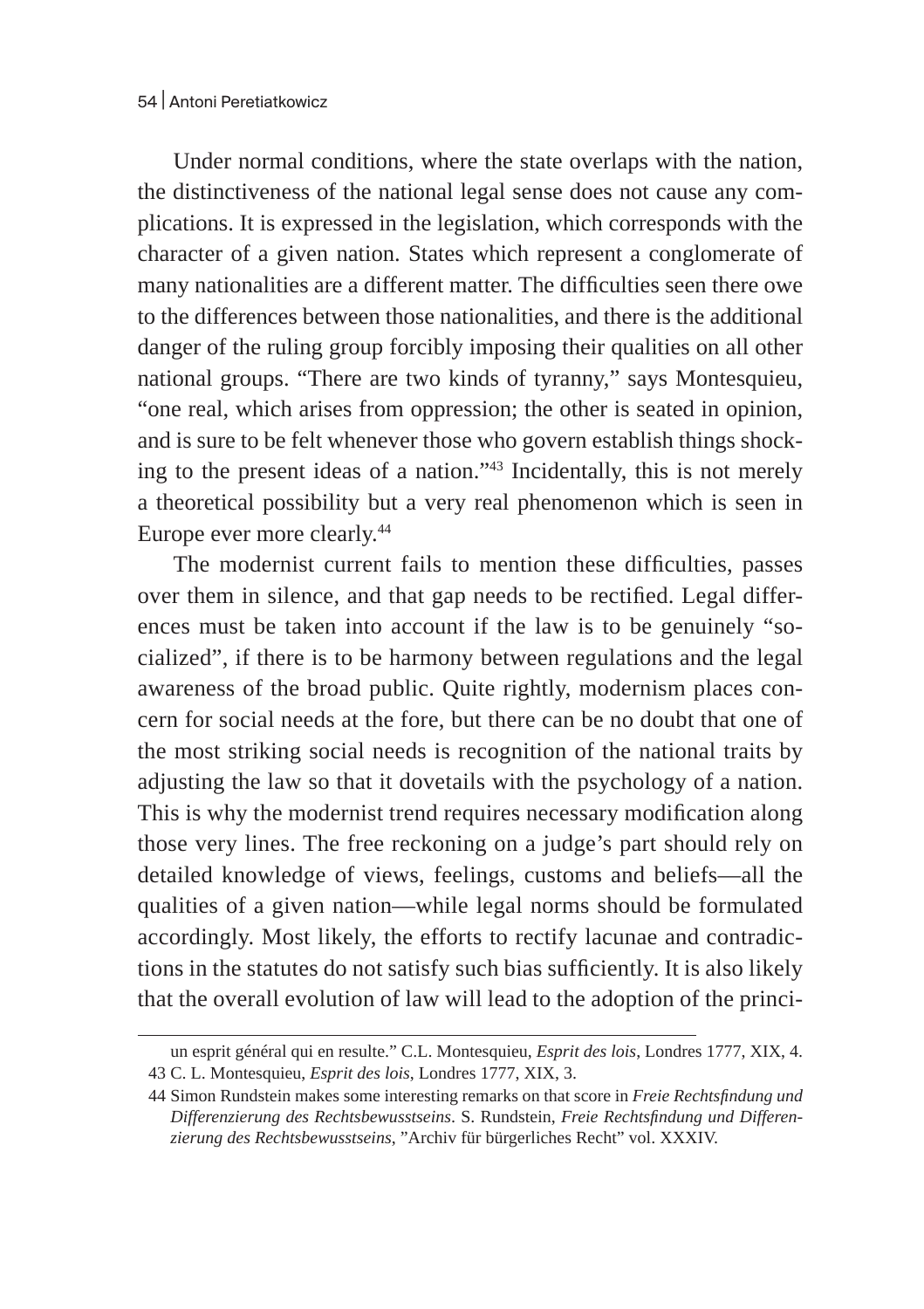Under normal conditions, where the state overlaps with the nation, the distinctiveness of the national legal sense does not cause any complications. It is expressed in the legislation, which corresponds with the character of a given nation. States which represent a conglomerate of many nationalities are a different matter. The difficulties seen there owe to the differences between those nationalities, and there is the additional danger of the ruling group forcibly imposing their qualities on all other national groups. "There are two kinds of tyranny," says Montesquieu, "one real, which arises from oppression; the other is seated in opinion, and is sure to be felt whenever those who govern establish things shocking to the present ideas of a nation."[43] Incidentally, this is not merely a theoretical possibility but a very real phenomenon which is seen in Europe ever more clearly.[44]

The modernist current fails to mention these difficulties, passes over them in silence, and that gap needs to be rectified. Legal differences must be taken into account if the law is to be genuinely "socialized", if there is to be harmony between regulations and the legal awareness of the broad public. Quite rightly, modernism places concern for social needs at the fore, but there can be no doubt that one of the most striking social needs is recognition of the national traits by adjusting the law so that it dovetails with the psychology of a nation. This is why the modernist trend requires necessary modification along those very lines. The free reckoning on a judge's part should rely on detailed knowledge of views, feelings, customs and beliefs—all the qualities of a given nation—while legal norms should be formulated accordingly. Most likely, the efforts to rectify lacunae and contradictions in the statutes do not satisfy such bias sufficiently. It is also likely that the overall evolution of law will lead to the adoption of the princi-

---

un esprit général qui en resulte." C.L. Montesquieu, *Esprit des lois*, Londres 1777, XIX, 4.

43 C. L. Montesquieu, *Esprit des lois*, Londres 1777, XIX, 3.

44 Simon Rundstein makes some interesting remarks on that score in *Freie Rechtsfindung und Differenzierung des Rechtsbewusstseins*. S. Rundstein, *Freie Rechtsfindung und Differenzierung des Rechtsbewusstseins*, "Archiv für bürgerliches Recht" vol. XXXIV.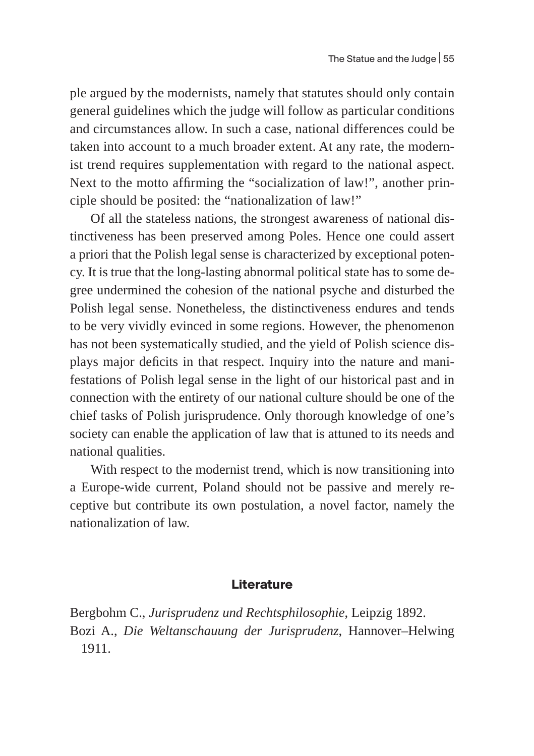ple argued by the modernists, namely that statutes should only contain general guidelines which the judge will follow as particular conditions and circumstances allow. In such a case, national differences could be taken into account to a much broader extent. At any rate, the modernist trend requires supplementation with regard to the national aspect. Next to the motto affirming the "socialization of law!", another principle should be posited: the "nationalization of law!"

Of all the stateless nations, the strongest awareness of national distinctiveness has been preserved among Poles. Hence one could assert a priori that the Polish legal sense is characterized by exceptional potency. It is true that the long-lasting abnormal political state has to some degree undermined the cohesion of the national psyche and disturbed the Polish legal sense. Nonetheless, the distinctiveness endures and tends to be very vividly evinced in some regions. However, the phenomenon has not been systematically studied, and the yield of Polish science displays major deficits in that respect. Inquiry into the nature and manifestations of Polish legal sense in the light of our historical past and in connection with the entirety of our national culture should be one of the chief tasks of Polish jurisprudence. Only thorough knowledge of one's society can enable the application of law that is attuned to its needs and national qualities.

With respect to the modernist trend, which is now transitioning into a Europe-wide current, Poland should not be passive and merely receptive but contribute its own postulation, a novel factor, namely the nationalization of law.

## Literature

Bergbohm C., *Jurisprudenz und Rechtsphilosophie*, Leipzig 1892.

Bozi A., *Die Weltanschauung der Jurisprudenz*, Hannover–Helwing 1911.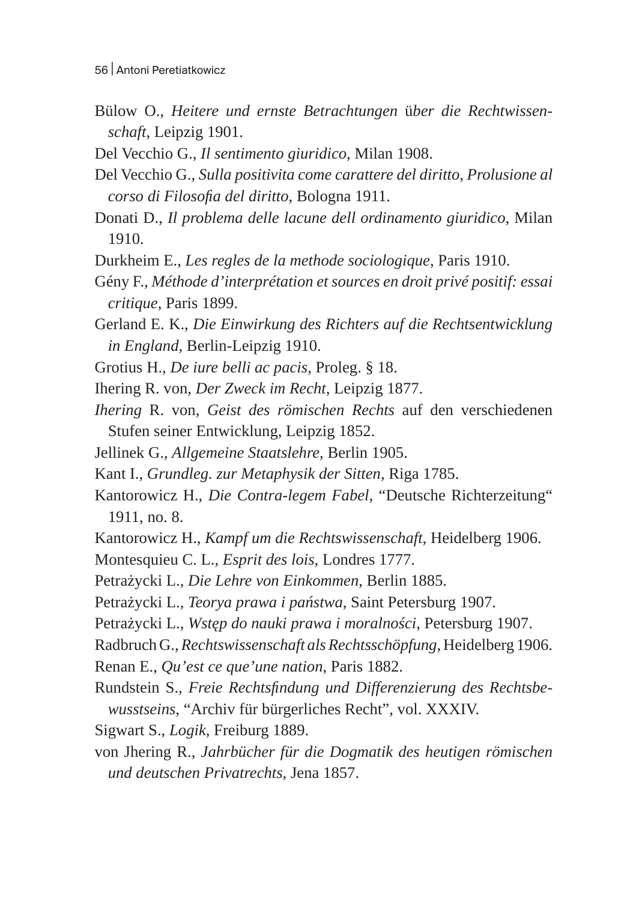Bülow O., *Heitere und ernste Betrachtungen* ü*ber die Rechtwissenschaft*, Leipzig 1901.

Del Vecchio G., *Il sentimento giuridico*, Milan 1908.

Del Vecchio G., *Sulla positivita come carattere del diritto, Prolusione al corso di Filosofia del diritto*, Bologna 1911.

Donati D., *Il problema delle lacune dell ordinamento giuridico*, Milan 1910.

Durkheim E., *Les regles de la methode sociologique*, Paris 1910.

Gény F., *Méthode d'interprétation et sources en droit privé positif: essai critique*, Paris 1899.

Gerland E. K., *Die Einwirkung des Richters auf die Rechtsentwicklung in England*, Berlin-Leipzig 1910.

Grotius H., *De iure belli ac pacis*, Proleg. § 18.

Ihering R. von, *Der Zweck im Recht*, Leipzig 1877.

*Ihering* R. von, *Geist des römischen Rechts* auf den verschiedenen Stufen seiner Entwicklung, Leipzig 1852.

Jellinek G., *Allgemeine Staatslehre*, Berlin 1905.

Kant I., *Grundleg. zur Metaphysik der Sitten*, Riga 1785.

Kantorowicz H., *Die Contra-legem Fabel*, "Deutsche Richterzeitung" 1911, no. 8.

Kantorowicz H., *Kampf um die Rechtswissenschaft*, Heidelberg 1906.

Montesquieu C. L., *Esprit des lois*, Londres 1777.

Petrażycki L., *Die Lehre von Einkommen*, Berlin 1885.

Petrażycki L., *Teorya prawa i państwa*, Saint Petersburg 1907.

Petrażycki L., *Wstęp do nauki prawa i moralności*, Petersburg 1907.

Radbruch G., *Rechtswissenschaft als Rechtsschöpfung*, Heidelberg 1906.

Renan E., *Qu'est ce que'une nation*, Paris 1882.

Rundstein S., *Freie Rechtsfindung und Differenzierung des Rechtsbewusstseins*, "Archiv für bürgerliches Recht", vol. XXXIV.

Sigwart S., *Logik*, Freiburg 1889.

von Jhering R., *Jahrbücher für die Dogmatik des heutigen römischen und deutschen Privatrechts*, Jena 1857.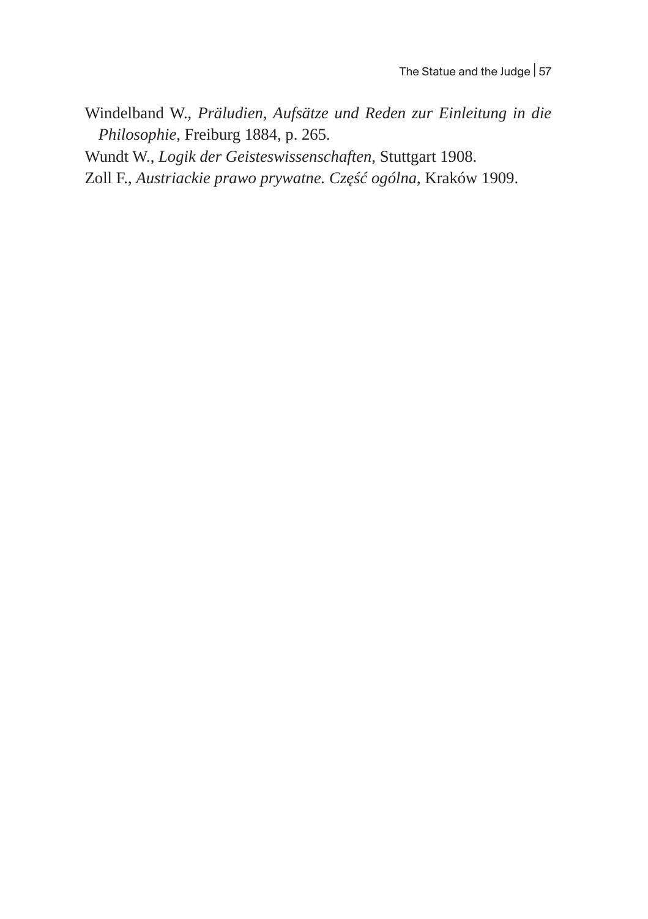Windelband W., *Präludien, Aufsätze und Reden zur Einleitung in die Philosophie*, Freiburg 1884, p. 265.

Wundt W., *Logik der Geisteswissenschaften*, Stuttgart 1908.

Zoll F., *Austriackie prawo prywatne. Część ogólna*, Kraków 1909.